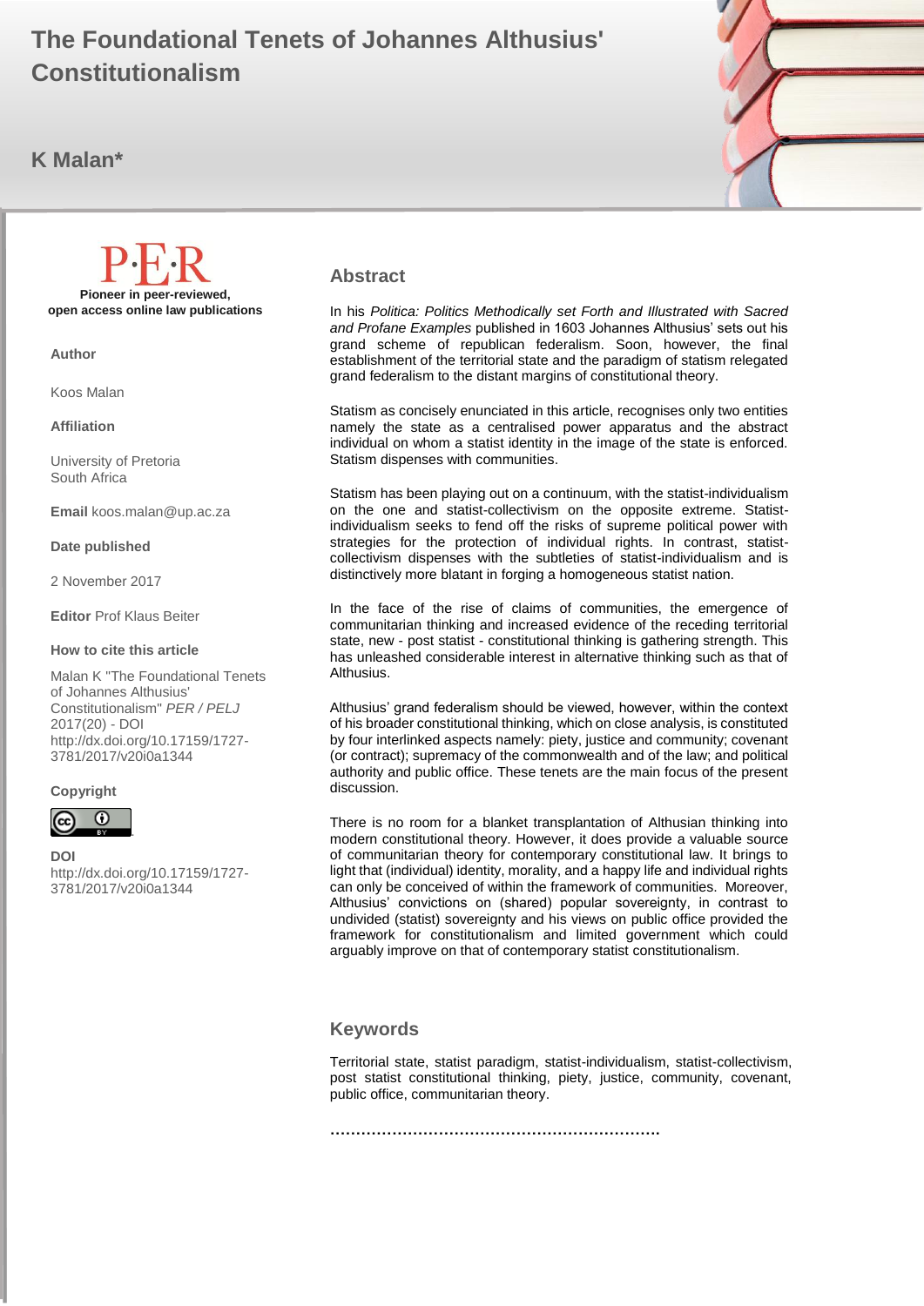# The Foundational Tenets of Johannes Althusius' Constitutionalism

**K Malan***

P·E·R

**Pioneer in peer-reviewed, open access online law publications**

**Author**

Koos Malan

**Affiliation**

University of Pretoria
South Africa

**Email** koos.malan@up.ac.za

**Date published**

2 November 2017

**Editor** Prof Klaus Beiter

**How to cite this article**

Malan K "The Foundational Tenets of Johannes Althusius' Constitutionalism" *PER / PELJ* 2017(20) - DOI http://dx.doi.org/10.17159/1727-3781/2017/v20i0a1344

**Copyright**

**DOI**
http://dx.doi.org/10.17159/1727-3781/2017/v20i0a1344

## Abstract

In his *Politica: Politics Methodically set Forth and Illustrated with Sacred and Profane Examples* published in 1603 Johannes Althusius' sets out his grand scheme of republican federalism. Soon, however, the final establishment of the territorial state and the paradigm of statism relegated grand federalism to the distant margins of constitutional theory.

Statism as concisely enunciated in this article, recognises only two entities namely the state as a centralised power apparatus and the abstract individual on whom a statist identity in the image of the state is enforced. Statism dispenses with communities.

Statism has been playing out on a continuum, with the statist-individualism on the one and statist-collectivism on the opposite extreme. Statist-individualism seeks to fend off the risks of supreme political power with strategies for the protection of individual rights. In contrast, statist-collectivism dispenses with the subtleties of statist-individualism and is distinctively more blatant in forging a homogeneous statist nation.

In the face of the rise of claims of communities, the emergence of communitarian thinking and increased evidence of the receding territorial state, new - post statist - constitutional thinking is gathering strength. This has unleashed considerable interest in alternative thinking such as that of Althusius.

Althusius' grand federalism should be viewed, however, within the context of his broader constitutional thinking, which on close analysis, is constituted by four interlinked aspects namely: piety, justice and community; covenant (or contract); supremacy of the commonwealth and of the law; and political authority and public office. These tenets are the main focus of the present discussion.

There is no room for a blanket transplantation of Althusian thinking into modern constitutional theory. However, it does provide a valuable source of communitarian theory for contemporary constitutional law. It brings to light that (individual) identity, morality, and a happy life and individual rights can only be conceived of within the framework of communities. Moreover, Althusius' convictions on (shared) popular sovereignty, in contrast to undivided (statist) sovereignty and his views on public office provided the framework for constitutionalism and limited government which could arguably improve on that of contemporary statist constitutionalism.

## Keywords

Territorial state, statist paradigm, statist-individualism, statist-collectivism, post statist constitutional thinking, piety, justice, community, covenant, public office, communitarian theory.

……………………………………………………….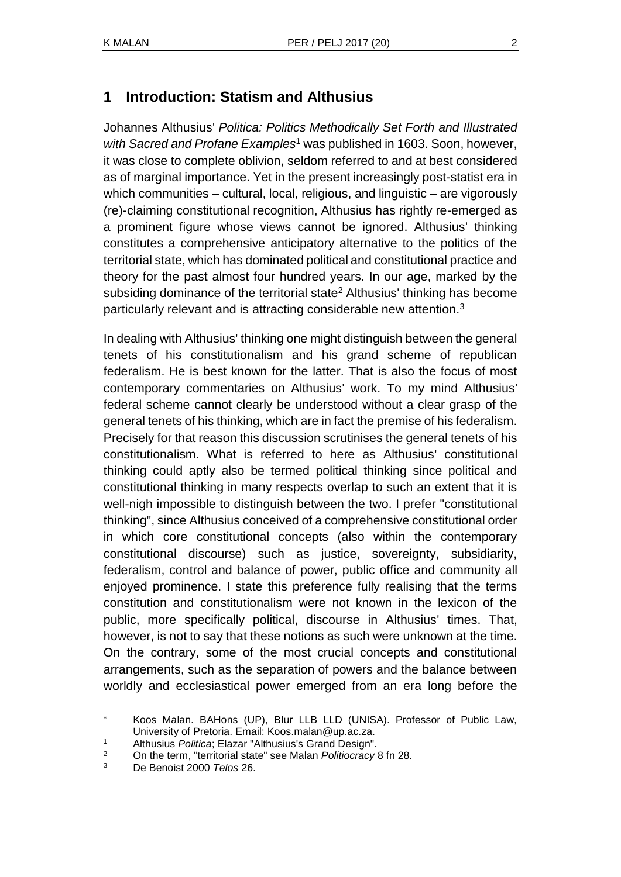## 1 Introduction: Statism and Althusius

Johannes Althusius' *Politica: Politics Methodically Set Forth and Illustrated with Sacred and Profane Examples*[1] was published in 1603. Soon, however, it was close to complete oblivion, seldom referred to and at best considered as of marginal importance. Yet in the present increasingly post-statist era in which communities – cultural, local, religious, and linguistic – are vigorously (re)-claiming constitutional recognition, Althusius has rightly re-emerged as a prominent figure whose views cannot be ignored. Althusius' thinking constitutes a comprehensive anticipatory alternative to the politics of the territorial state, which has dominated political and constitutional practice and theory for the past almost four hundred years. In our age, marked by the subsiding dominance of the territorial state[2] Althusius' thinking has become particularly relevant and is attracting considerable new attention.[3]

In dealing with Althusius' thinking one might distinguish between the general tenets of his constitutionalism and his grand scheme of republican federalism. He is best known for the latter. That is also the focus of most contemporary commentaries on Althusius' work. To my mind Althusius' federal scheme cannot clearly be understood without a clear grasp of the general tenets of his thinking, which are in fact the premise of his federalism. Precisely for that reason this discussion scrutinises the general tenets of his constitutionalism. What is referred to here as Althusius' constitutional thinking could aptly also be termed political thinking since political and constitutional thinking in many respects overlap to such an extent that it is well-nigh impossible to distinguish between the two. I prefer "constitutional thinking", since Althusius conceived of a comprehensive constitutional order in which core constitutional concepts (also within the contemporary constitutional discourse) such as justice, sovereignty, subsidiarity, federalism, control and balance of power, public office and community all enjoyed prominence. I state this preference fully realising that the terms constitution and constitutionalism were not known in the lexicon of the public, more specifically political, discourse in Althusius' times. That, however, is not to say that these notions as such were unknown at the time. On the contrary, some of the most crucial concepts and constitutional arrangements, such as the separation of powers and the balance between worldly and ecclesiastical power emerged from an era long before the

---

\* Koos Malan. BAHons (UP), BIur LLB LLD (UNISA). Professor of Public Law, University of Pretoria. Email: Koos.malan@up.ac.za.

1 Althusius *Politica*; Elazar "Althusius's Grand Design".

2 On the term, "territorial state" see Malan *Politiocracy* 8 fn 28.

3 De Benoist 2000 *Telos* 26.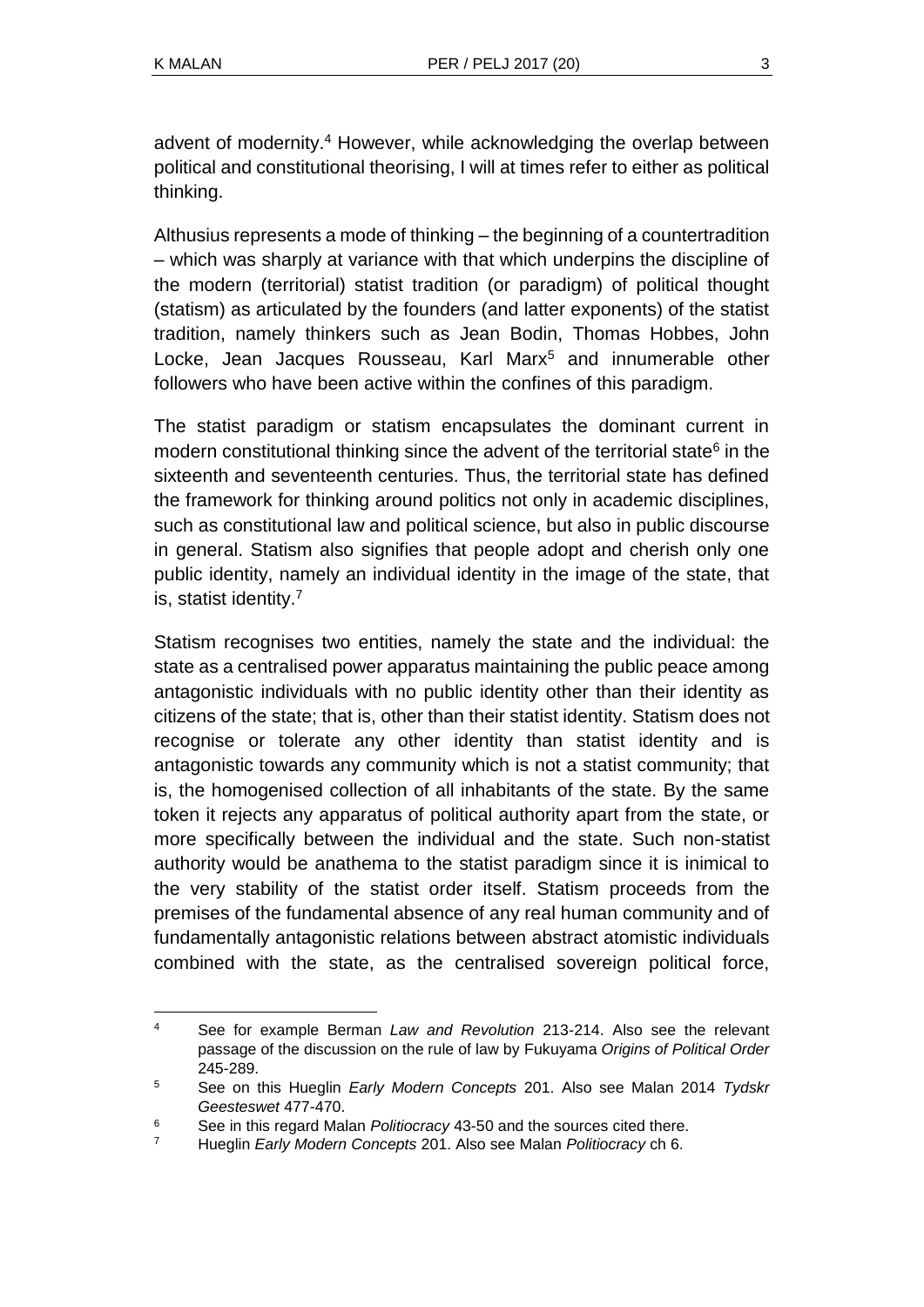advent of modernity.[4] However, while acknowledging the overlap between political and constitutional theorising, I will at times refer to either as political thinking.

Althusius represents a mode of thinking – the beginning of a countertradition – which was sharply at variance with that which underpins the discipline of the modern (territorial) statist tradition (or paradigm) of political thought (statism) as articulated by the founders (and latter exponents) of the statist tradition, namely thinkers such as Jean Bodin, Thomas Hobbes, John Locke, Jean Jacques Rousseau, Karl Marx[5] and innumerable other followers who have been active within the confines of this paradigm.

The statist paradigm or statism encapsulates the dominant current in modern constitutional thinking since the advent of the territorial state[6] in the sixteenth and seventeenth centuries. Thus, the territorial state has defined the framework for thinking around politics not only in academic disciplines, such as constitutional law and political science, but also in public discourse in general. Statism also signifies that people adopt and cherish only one public identity, namely an individual identity in the image of the state, that is, statist identity.[7]

Statism recognises two entities, namely the state and the individual: the state as a centralised power apparatus maintaining the public peace among antagonistic individuals with no public identity other than their identity as citizens of the state; that is, other than their statist identity. Statism does not recognise or tolerate any other identity than statist identity and is antagonistic towards any community which is not a statist community; that is, the homogenised collection of all inhabitants of the state. By the same token it rejects any apparatus of political authority apart from the state, or more specifically between the individual and the state. Such non-statist authority would be anathema to the statist paradigm since it is inimical to the very stability of the statist order itself. Statism proceeds from the premises of the fundamental absence of any real human community and of fundamentally antagonistic relations between abstract atomistic individuals combined with the state, as the centralised sovereign political force,

---

4 See for example Berman *Law and Revolution* 213-214. Also see the relevant passage of the discussion on the rule of law by Fukuyama *Origins of Political Order* 245-289.

5 See on this Hueglin *Early Modern Concepts* 201. Also see Malan 2014 *Tydskr Geesteswet* 477-470.

6 See in this regard Malan *Politiocracy* 43-50 and the sources cited there.

7 Hueglin *Early Modern Concepts* 201. Also see Malan *Politiocracy* ch 6.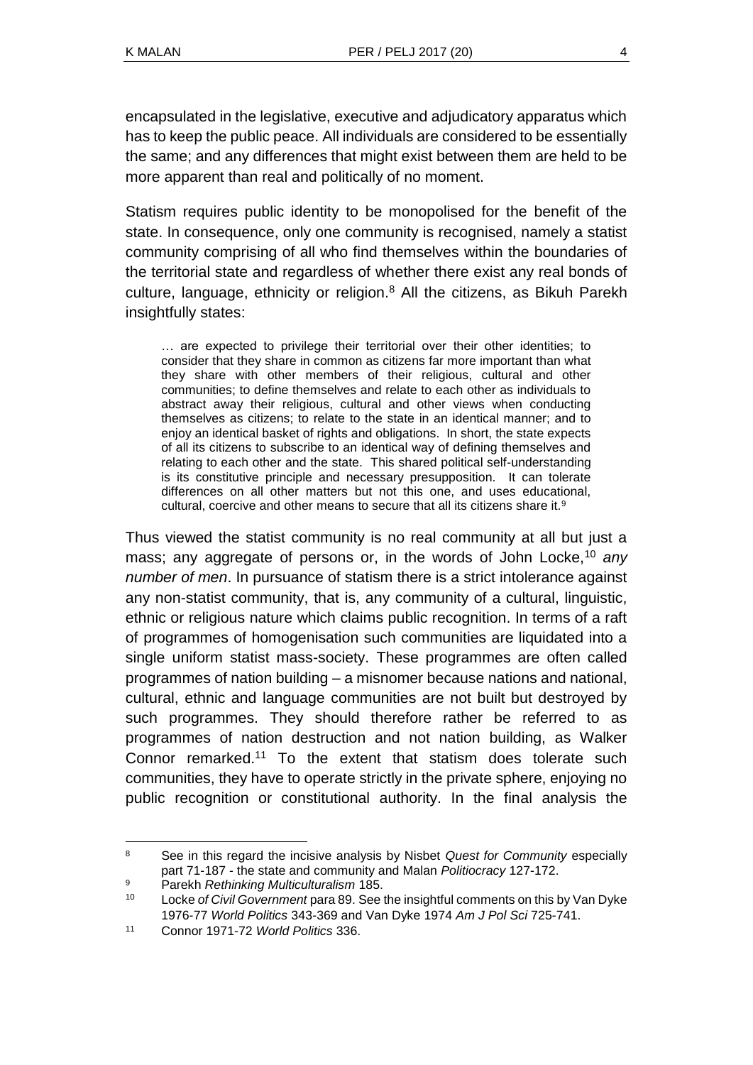encapsulated in the legislative, executive and adjudicatory apparatus which has to keep the public peace. All individuals are considered to be essentially the same; and any differences that might exist between them are held to be more apparent than real and politically of no moment.

Statism requires public identity to be monopolised for the benefit of the state. In consequence, only one community is recognised, namely a statist community comprising of all who find themselves within the boundaries of the territorial state and regardless of whether there exist any real bonds of culture, language, ethnicity or religion.[8] All the citizens, as Bikuh Parekh insightfully states:

> … are expected to privilege their territorial over their other identities; to consider that they share in common as citizens far more important than what they share with other members of their religious, cultural and other communities; to define themselves and relate to each other as individuals to abstract away their religious, cultural and other views when conducting themselves as citizens; to relate to the state in an identical manner; and to enjoy an identical basket of rights and obligations. In short, the state expects of all its citizens to subscribe to an identical way of defining themselves and relating to each other and the state. This shared political self-understanding is its constitutive principle and necessary presupposition. It can tolerate differences on all other matters but not this one, and uses educational, cultural, coercive and other means to secure that all its citizens share it.[9]

Thus viewed the statist community is no real community at all but just a mass; any aggregate of persons or, in the words of John Locke,[10] *any number of men*. In pursuance of statism there is a strict intolerance against any non-statist community, that is, any community of a cultural, linguistic, ethnic or religious nature which claims public recognition. In terms of a raft of programmes of homogenisation such communities are liquidated into a single uniform statist mass-society. These programmes are often called programmes of nation building – a misnomer because nations and national, cultural, ethnic and language communities are not built but destroyed by such programmes. They should therefore rather be referred to as programmes of nation destruction and not nation building, as Walker Connor remarked.[11] To the extent that statism does tolerate such communities, they have to operate strictly in the private sphere, enjoying no public recognition or constitutional authority. In the final analysis the

---

8 See in this regard the incisive analysis by Nisbet *Quest for Community* especially part 71-187 - the state and community and Malan *Politiocracy* 127-172.

9 Parekh *Rethinking Multiculturalism* 185.

10 Locke *of Civil Government* para 89. See the insightful comments on this by Van Dyke 1976-77 *World Politics* 343-369 and Van Dyke 1974 *Am J Pol Sci* 725-741.

11 Connor 1971-72 *World Politics* 336.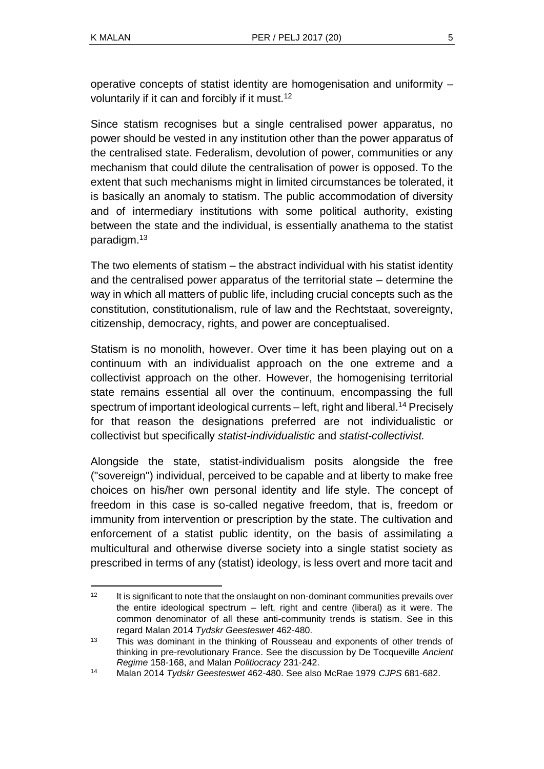operative concepts of statist identity are homogenisation and uniformity – voluntarily if it can and forcibly if it must.[12]

Since statism recognises but a single centralised power apparatus, no power should be vested in any institution other than the power apparatus of the centralised state. Federalism, devolution of power, communities or any mechanism that could dilute the centralisation of power is opposed. To the extent that such mechanisms might in limited circumstances be tolerated, it is basically an anomaly to statism. The public accommodation of diversity and of intermediary institutions with some political authority, existing between the state and the individual, is essentially anathema to the statist paradigm.[13]

The two elements of statism – the abstract individual with his statist identity and the centralised power apparatus of the territorial state – determine the way in which all matters of public life, including crucial concepts such as the constitution, constitutionalism, rule of law and the Rechtstaat, sovereignty, citizenship, democracy, rights, and power are conceptualised.

Statism is no monolith, however. Over time it has been playing out on a continuum with an individualist approach on the one extreme and a collectivist approach on the other. However, the homogenising territorial state remains essential all over the continuum, encompassing the full spectrum of important ideological currents – left, right and liberal.[14] Precisely for that reason the designations preferred are not individualistic or collectivist but specifically *statist-individualistic* and *statist-collectivist.*

Alongside the state, statist-individualism posits alongside the free ("sovereign") individual, perceived to be capable and at liberty to make free choices on his/her own personal identity and life style. The concept of freedom in this case is so-called negative freedom, that is, freedom or immunity from intervention or prescription by the state. The cultivation and enforcement of a statist public identity, on the basis of assimilating a multicultural and otherwise diverse society into a single statist society as prescribed in terms of any (statist) ideology, is less overt and more tacit and

---

[12] It is significant to note that the onslaught on non-dominant communities prevails over the entire ideological spectrum – left, right and centre (liberal) as it were. The common denominator of all these anti-community trends is statism. See in this regard Malan 2014 *Tydskr Geesteswet* 462-480.

[13] This was dominant in the thinking of Rousseau and exponents of other trends of thinking in pre-revolutionary France. See the discussion by De Tocqueville *Ancient Regime* 158-168, and Malan *Politiocracy* 231-242.

[14] Malan 2014 *Tydskr Geesteswet* 462-480. See also McRae 1979 *CJPS* 681-682.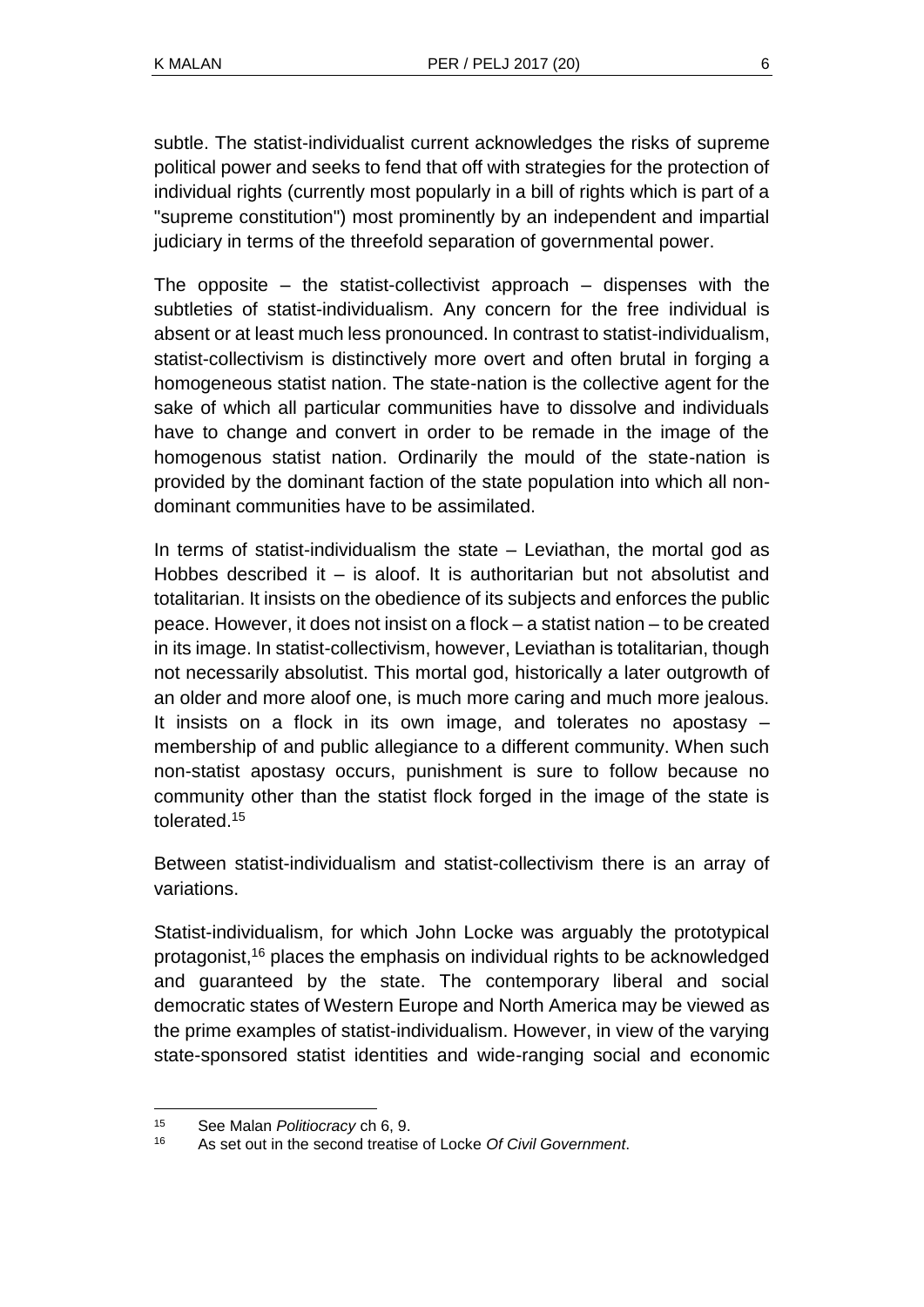subtle. The statist-individualist current acknowledges the risks of supreme political power and seeks to fend that off with strategies for the protection of individual rights (currently most popularly in a bill of rights which is part of a "supreme constitution") most prominently by an independent and impartial judiciary in terms of the threefold separation of governmental power.

The opposite – the statist-collectivist approach – dispenses with the subtleties of statist-individualism. Any concern for the free individual is absent or at least much less pronounced. In contrast to statist-individualism, statist-collectivism is distinctively more overt and often brutal in forging a homogeneous statist nation. The state-nation is the collective agent for the sake of which all particular communities have to dissolve and individuals have to change and convert in order to be remade in the image of the homogenous statist nation. Ordinarily the mould of the state-nation is provided by the dominant faction of the state population into which all non-dominant communities have to be assimilated.

In terms of statist-individualism the state – Leviathan, the mortal god as Hobbes described it – is aloof. It is authoritarian but not absolutist and totalitarian. It insists on the obedience of its subjects and enforces the public peace. However, it does not insist on a flock – a statist nation – to be created in its image. In statist-collectivism, however, Leviathan is totalitarian, though not necessarily absolutist. This mortal god, historically a later outgrowth of an older and more aloof one, is much more caring and much more jealous. It insists on a flock in its own image, and tolerates no apostasy – membership of and public allegiance to a different community. When such non-statist apostasy occurs, punishment is sure to follow because no community other than the statist flock forged in the image of the state is tolerated.[15]

Between statist-individualism and statist-collectivism there is an array of variations.

Statist-individualism, for which John Locke was arguably the prototypical protagonist,[16] places the emphasis on individual rights to be acknowledged and guaranteed by the state. The contemporary liberal and social democratic states of Western Europe and North America may be viewed as the prime examples of statist-individualism. However, in view of the varying state-sponsored statist identities and wide-ranging social and economic

---

[15] See Malan *Politiocracy* ch 6, 9.

[16] As set out in the second treatise of Locke *Of Civil Government*.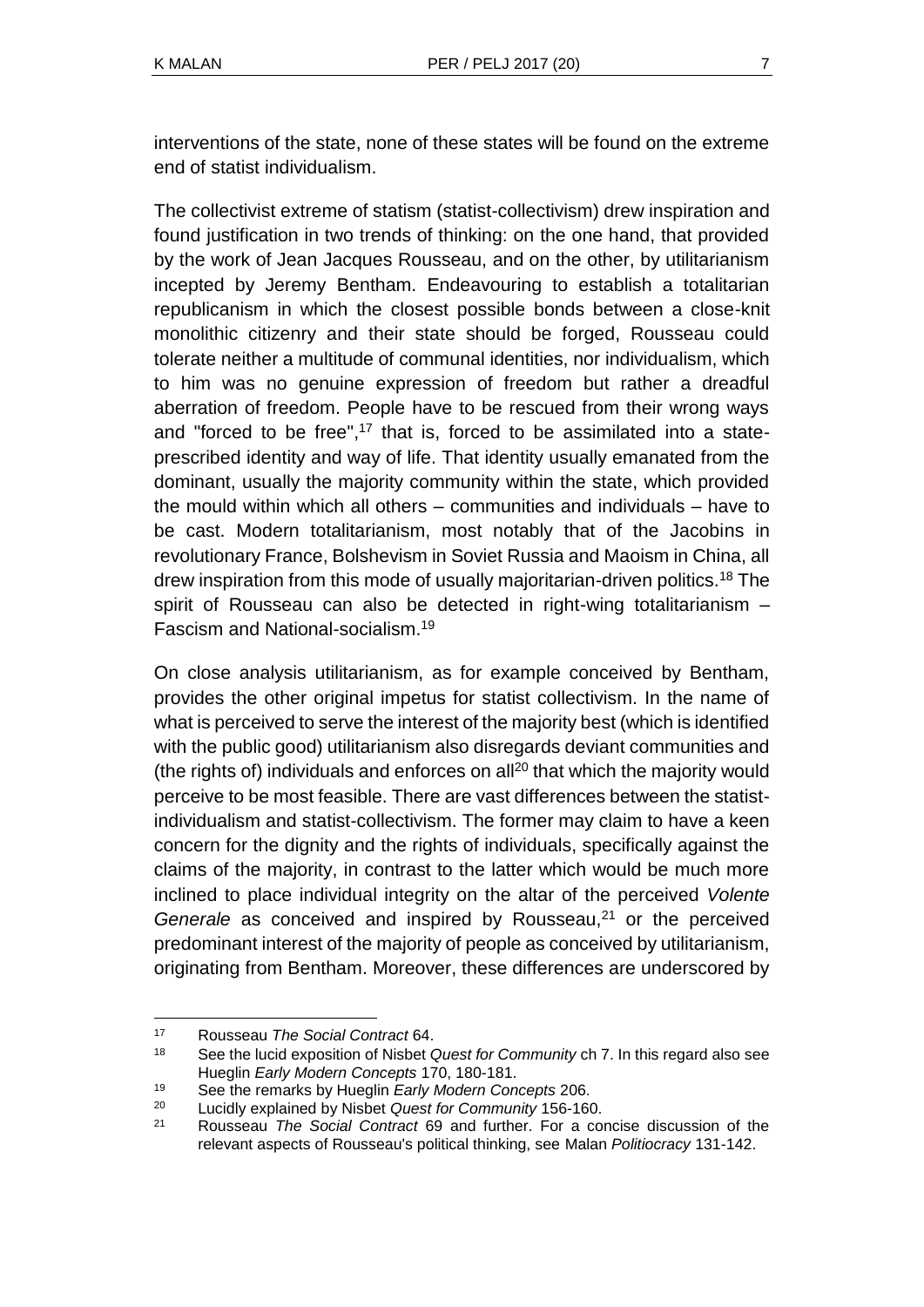interventions of the state, none of these states will be found on the extreme end of statist individualism.

The collectivist extreme of statism (statist-collectivism) drew inspiration and found justification in two trends of thinking: on the one hand, that provided by the work of Jean Jacques Rousseau, and on the other, by utilitarianism incepted by Jeremy Bentham. Endeavouring to establish a totalitarian republicanism in which the closest possible bonds between a close-knit monolithic citizenry and their state should be forged, Rousseau could tolerate neither a multitude of communal identities, nor individualism, which to him was no genuine expression of freedom but rather a dreadful aberration of freedom. People have to be rescued from their wrong ways and "forced to be free",[17] that is, forced to be assimilated into a state-prescribed identity and way of life. That identity usually emanated from the dominant, usually the majority community within the state, which provided the mould within which all others – communities and individuals – have to be cast. Modern totalitarianism, most notably that of the Jacobins in revolutionary France, Bolshevism in Soviet Russia and Maoism in China, all drew inspiration from this mode of usually majoritarian-driven politics.[18] The spirit of Rousseau can also be detected in right-wing totalitarianism – Fascism and National-socialism.[19]

On close analysis utilitarianism, as for example conceived by Bentham, provides the other original impetus for statist collectivism. In the name of what is perceived to serve the interest of the majority best (which is identified with the public good) utilitarianism also disregards deviant communities and (the rights of) individuals and enforces on all[20] that which the majority would perceive to be most feasible. There are vast differences between the statist-individualism and statist-collectivism. The former may claim to have a keen concern for the dignity and the rights of individuals, specifically against the claims of the majority, in contrast to the latter which would be much more inclined to place individual integrity on the altar of the perceived *Volente Generale* as conceived and inspired by Rousseau,[21] or the perceived predominant interest of the majority of people as conceived by utilitarianism, originating from Bentham. Moreover, these differences are underscored by

---

17 Rousseau *The Social Contract* 64.

18 See the lucid exposition of Nisbet *Quest for Community* ch 7. In this regard also see Hueglin *Early Modern Concepts* 170, 180-181.

19 See the remarks by Hueglin *Early Modern Concepts* 206.

20 Lucidly explained by Nisbet *Quest for Community* 156-160.

21 Rousseau *The Social Contract* 69 and further. For a concise discussion of the relevant aspects of Rousseau's political thinking, see Malan *Politiocracy* 131-142.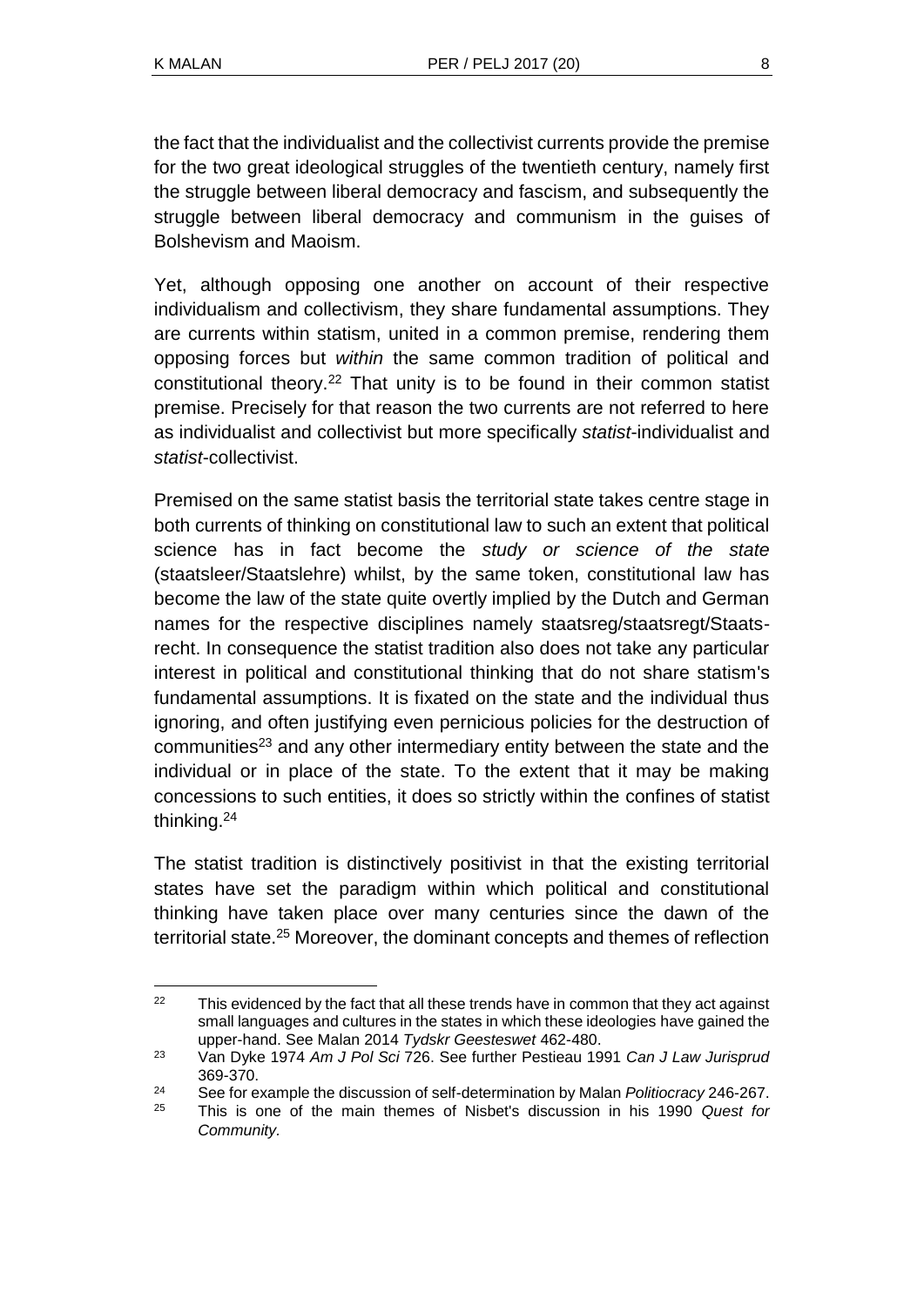the fact that the individualist and the collectivist currents provide the premise for the two great ideological struggles of the twentieth century, namely first the struggle between liberal democracy and fascism, and subsequently the struggle between liberal democracy and communism in the guises of Bolshevism and Maoism.

Yet, although opposing one another on account of their respective individualism and collectivism, they share fundamental assumptions. They are currents within statism, united in a common premise, rendering them opposing forces but *within* the same common tradition of political and constitutional theory.[22] That unity is to be found in their common statist premise. Precisely for that reason the two currents are not referred to here as individualist and collectivist but more specifically *statist*-individualist and *statist*-collectivist.

Premised on the same statist basis the territorial state takes centre stage in both currents of thinking on constitutional law to such an extent that political science has in fact become the *study or science of the state* (staatsleer/Staatslehre) whilst, by the same token, constitutional law has become the law of the state quite overtly implied by the Dutch and German names for the respective disciplines namely staatsreg/staatsregt/Staats-recht. In consequence the statist tradition also does not take any particular interest in political and constitutional thinking that do not share statism's fundamental assumptions. It is fixated on the state and the individual thus ignoring, and often justifying even pernicious policies for the destruction of communities[23] and any other intermediary entity between the state and the individual or in place of the state. To the extent that it may be making concessions to such entities, it does so strictly within the confines of statist thinking.[24]

The statist tradition is distinctively positivist in that the existing territorial states have set the paradigm within which political and constitutional thinking have taken place over many centuries since the dawn of the territorial state.[25] Moreover, the dominant concepts and themes of reflection

---

[22] This evidenced by the fact that all these trends have in common that they act against small languages and cultures in the states in which these ideologies have gained the upper-hand. See Malan 2014 *Tydskr Geesteswet* 462-480.

[23] Van Dyke 1974 *Am J Pol Sci* 726. See further Pestieau 1991 *Can J Law Jurisprud* 369-370.

[24] See for example the discussion of self-determination by Malan *Politiocracy* 246-267.

[25] This is one of the main themes of Nisbet's discussion in his 1990 *Quest for Community.*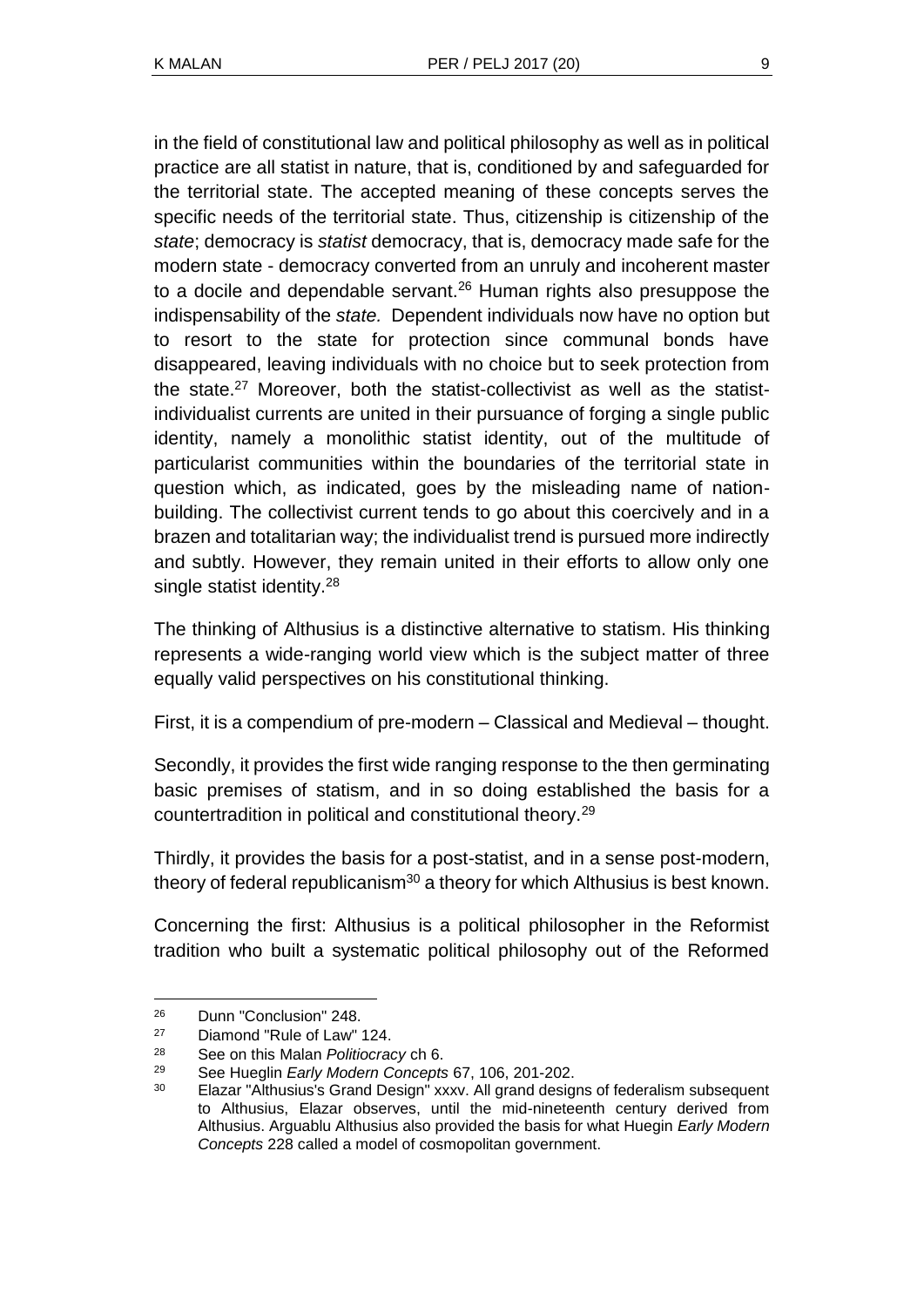in the field of constitutional law and political philosophy as well as in political practice are all statist in nature, that is, conditioned by and safeguarded for the territorial state. The accepted meaning of these concepts serves the specific needs of the territorial state. Thus, citizenship is citizenship of the *state*; democracy is *statist* democracy, that is, democracy made safe for the modern state - democracy converted from an unruly and incoherent master to a docile and dependable servant.[26] Human rights also presuppose the indispensability of the *state.* Dependent individuals now have no option but to resort to the state for protection since communal bonds have disappeared, leaving individuals with no choice but to seek protection from the state.[27] Moreover, both the statist-collectivist as well as the statist-individualist currents are united in their pursuance of forging a single public identity, namely a monolithic statist identity, out of the multitude of particularist communities within the boundaries of the territorial state in question which, as indicated, goes by the misleading name of nation-building. The collectivist current tends to go about this coercively and in a brazen and totalitarian way; the individualist trend is pursued more indirectly and subtly. However, they remain united in their efforts to allow only one single statist identity.[28]

The thinking of Althusius is a distinctive alternative to statism. His thinking represents a wide-ranging world view which is the subject matter of three equally valid perspectives on his constitutional thinking.

First, it is a compendium of pre-modern – Classical and Medieval – thought.

Secondly, it provides the first wide ranging response to the then germinating basic premises of statism, and in so doing established the basis for a countertradition in political and constitutional theory.[29]

Thirdly, it provides the basis for a post-statist, and in a sense post-modern, theory of federal republicanism[30] a theory for which Althusius is best known.

Concerning the first: Althusius is a political philosopher in the Reformist tradition who built a systematic political philosophy out of the Reformed

---

26 Dunn "Conclusion" 248.

27 Diamond "Rule of Law" 124.

28 See on this Malan *Politiocracy* ch 6.

29 See Hueglin *Early Modern Concepts* 67, 106, 201-202.

30 Elazar "Althusius's Grand Design" xxxv. All grand designs of federalism subsequent to Althusius, Elazar observes, until the mid-nineteenth century derived from Althusius. Arguablu Althusius also provided the basis for what Huegin *Early Modern Concepts* 228 called a model of cosmopolitan government.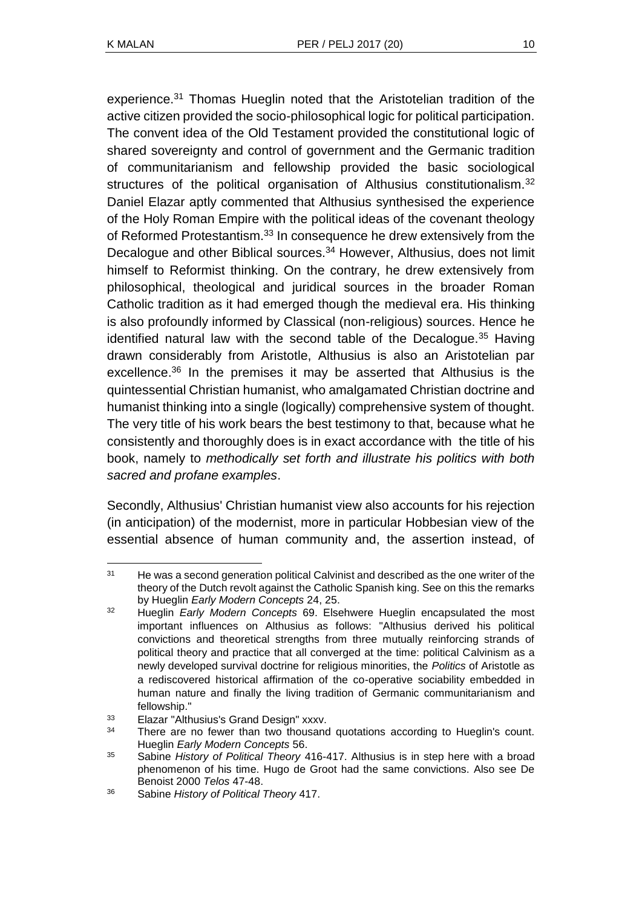experience.[31] Thomas Hueglin noted that the Aristotelian tradition of the active citizen provided the socio-philosophical logic for political participation. The convent idea of the Old Testament provided the constitutional logic of shared sovereignty and control of government and the Germanic tradition of communitarianism and fellowship provided the basic sociological structures of the political organisation of Althusius constitutionalism.[32] Daniel Elazar aptly commented that Althusius synthesised the experience of the Holy Roman Empire with the political ideas of the covenant theology of Reformed Protestantism.[33] In consequence he drew extensively from the Decalogue and other Biblical sources.[34] However, Althusius, does not limit himself to Reformist thinking. On the contrary, he drew extensively from philosophical, theological and juridical sources in the broader Roman Catholic tradition as it had emerged though the medieval era. His thinking is also profoundly informed by Classical (non-religious) sources. Hence he identified natural law with the second table of the Decalogue.[35] Having drawn considerably from Aristotle, Althusius is also an Aristotelian par excellence.[36] In the premises it may be asserted that Althusius is the quintessential Christian humanist, who amalgamated Christian doctrine and humanist thinking into a single (logically) comprehensive system of thought. The very title of his work bears the best testimony to that, because what he consistently and thoroughly does is in exact accordance with the title of his book, namely to *methodically set forth and illustrate his politics with both sacred and profane examples*.

Secondly, Althusius' Christian humanist view also accounts for his rejection (in anticipation) of the modernist, more in particular Hobbesian view of the essential absence of human community and, the assertion instead, of

---

[31] He was a second generation political Calvinist and described as the one writer of the theory of the Dutch revolt against the Catholic Spanish king. See on this the remarks by Hueglin *Early Modern Concepts* 24, 25.

[32] Hueglin *Early Modern Concepts* 69. Elsehwere Hueglin encapsulated the most important influences on Althusius as follows: "Althusius derived his political convictions and theoretical strengths from three mutually reinforcing strands of political theory and practice that all converged at the time: political Calvinism as a newly developed survival doctrine for religious minorities, the *Politics* of Aristotle as a rediscovered historical affirmation of the co-operative sociability embedded in human nature and finally the living tradition of Germanic communitarianism and fellowship."

[33] Elazar "Althusius's Grand Design" xxxv.

[34] There are no fewer than two thousand quotations according to Hueglin's count. Hueglin *Early Modern Concepts* 56.

[35] Sabine *History of Political Theory* 416-417. Althusius is in step here with a broad phenomenon of his time. Hugo de Groot had the same convictions. Also see De Benoist 2000 *Telos* 47-48.

[36] Sabine *History of Political Theory* 417.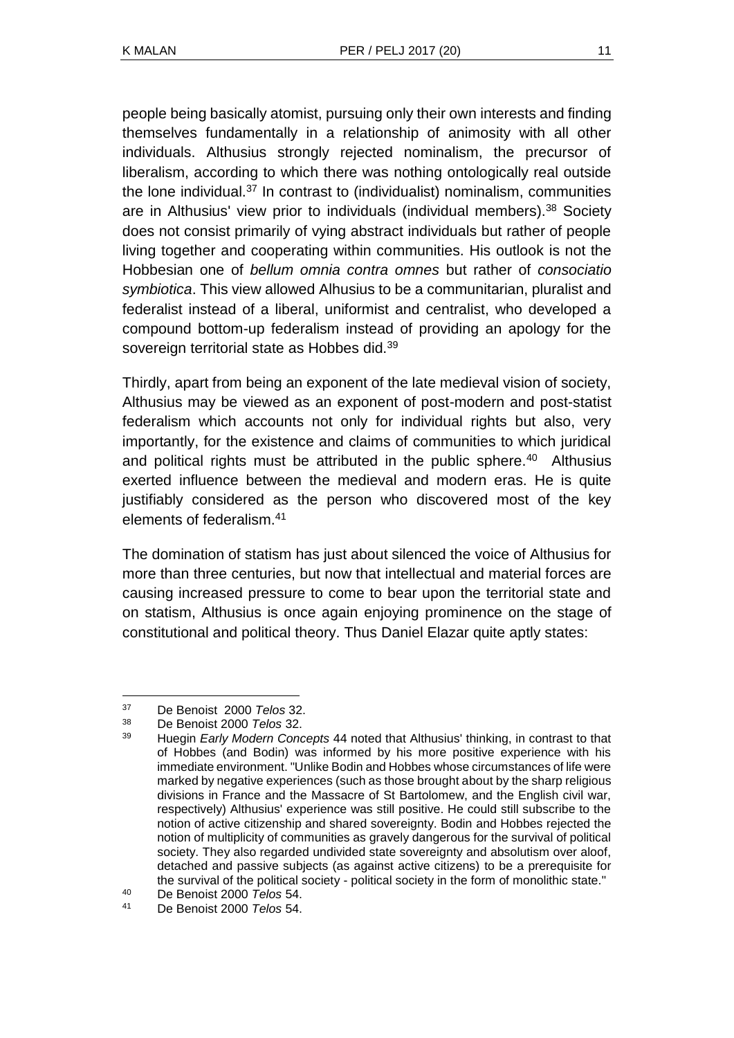people being basically atomist, pursuing only their own interests and finding themselves fundamentally in a relationship of animosity with all other individuals. Althusius strongly rejected nominalism, the precursor of liberalism, according to which there was nothing ontologically real outside the lone individual.[37] In contrast to (individualist) nominalism, communities are in Althusius' view prior to individuals (individual members).[38] Society does not consist primarily of vying abstract individuals but rather of people living together and cooperating within communities. His outlook is not the Hobbesian one of *bellum omnia contra omnes* but rather of *consociatio symbiotica*. This view allowed Alhusius to be a communitarian, pluralist and federalist instead of a liberal, uniformist and centralist, who developed a compound bottom-up federalism instead of providing an apology for the sovereign territorial state as Hobbes did.[39]

Thirdly, apart from being an exponent of the late medieval vision of society, Althusius may be viewed as an exponent of post-modern and post-statist federalism which accounts not only for individual rights but also, very importantly, for the existence and claims of communities to which juridical and political rights must be attributed in the public sphere.[40] Althusius exerted influence between the medieval and modern eras. He is quite justifiably considered as the person who discovered most of the key elements of federalism.[41]

The domination of statism has just about silenced the voice of Althusius for more than three centuries, but now that intellectual and material forces are causing increased pressure to come to bear upon the territorial state and on statism, Althusius is once again enjoying prominence on the stage of constitutional and political theory. Thus Daniel Elazar quite aptly states:

---

37 De Benoist 2000 *Telos* 32.

38 De Benoist 2000 *Telos* 32.

39 Huegin *Early Modern Concepts* 44 noted that Althusius' thinking, in contrast to that of Hobbes (and Bodin) was informed by his more positive experience with his immediate environment. "Unlike Bodin and Hobbes whose circumstances of life were marked by negative experiences (such as those brought about by the sharp religious divisions in France and the Massacre of St Bartolomew, and the English civil war, respectively) Althusius' experience was still positive. He could still subscribe to the notion of active citizenship and shared sovereignty. Bodin and Hobbes rejected the notion of multiplicity of communities as gravely dangerous for the survival of political society. They also regarded undivided state sovereignty and absolutism over aloof, detached and passive subjects (as against active citizens) to be a prerequisite for the survival of the political society - political society in the form of monolithic state."

40 De Benoist 2000 *Telos* 54.

41 De Benoist 2000 *Telos* 54.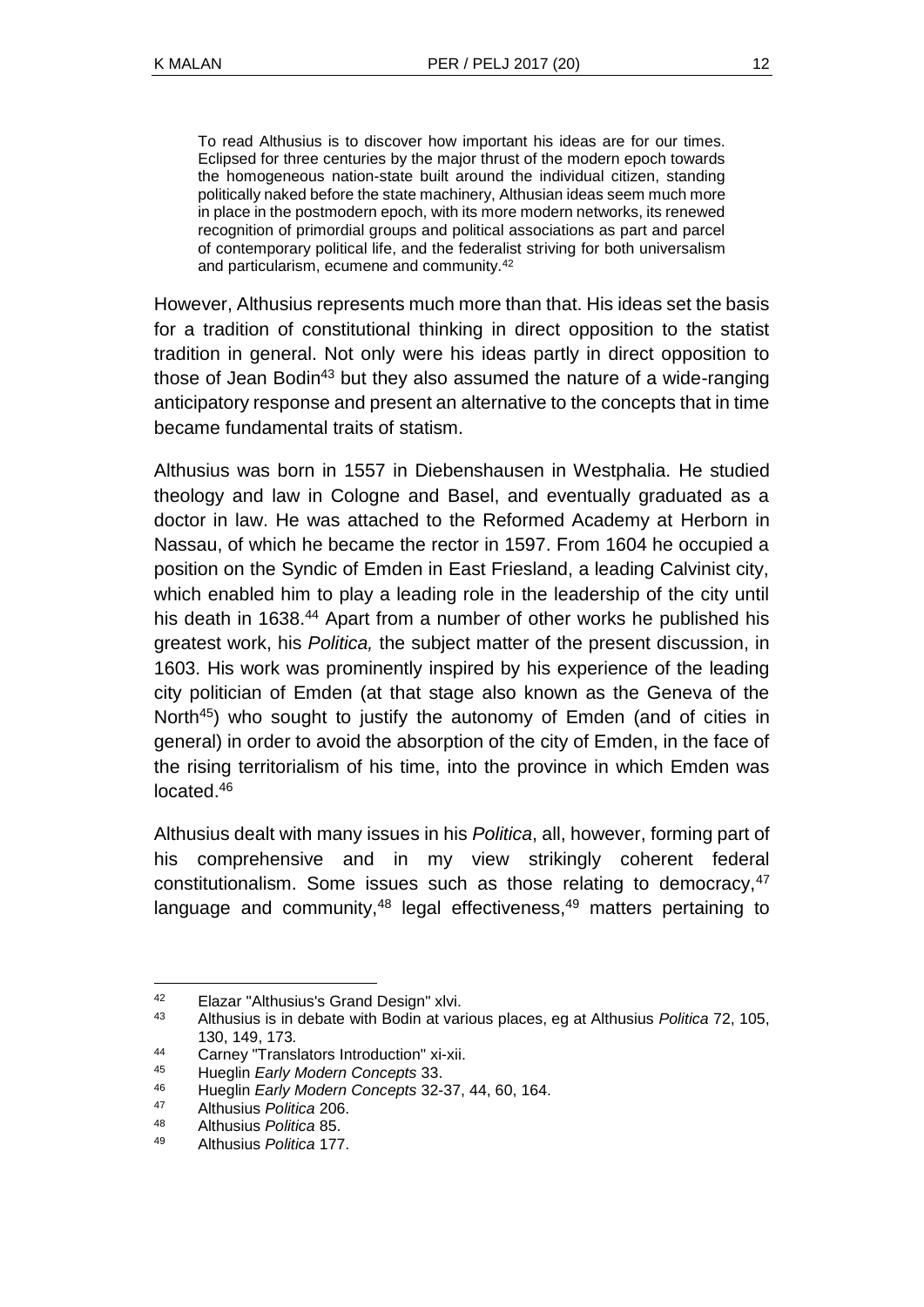> To read Althusius is to discover how important his ideas are for our times. Eclipsed for three centuries by the major thrust of the modern epoch towards the homogeneous nation-state built around the individual citizen, standing politically naked before the state machinery, Althusian ideas seem much more in place in the postmodern epoch, with its more modern networks, its renewed recognition of primordial groups and political associations as part and parcel of contemporary political life, and the federalist striving for both universalism and particularism, ecumene and community.[42]

However, Althusius represents much more than that. His ideas set the basis for a tradition of constitutional thinking in direct opposition to the statist tradition in general. Not only were his ideas partly in direct opposition to those of Jean Bodin[43] but they also assumed the nature of a wide-ranging anticipatory response and present an alternative to the concepts that in time became fundamental traits of statism.

Althusius was born in 1557 in Diebenshausen in Westphalia. He studied theology and law in Cologne and Basel, and eventually graduated as a doctor in law. He was attached to the Reformed Academy at Herborn in Nassau, of which he became the rector in 1597. From 1604 he occupied a position on the Syndic of Emden in East Friesland, a leading Calvinist city, which enabled him to play a leading role in the leadership of the city until his death in 1638.[44] Apart from a number of other works he published his greatest work, his *Politica,* the subject matter of the present discussion, in 1603. His work was prominently inspired by his experience of the leading city politician of Emden (at that stage also known as the Geneva of the North[45]) who sought to justify the autonomy of Emden (and of cities in general) in order to avoid the absorption of the city of Emden, in the face of the rising territorialism of his time, into the province in which Emden was located.[46]

Althusius dealt with many issues in his *Politica*, all, however, forming part of his comprehensive and in my view strikingly coherent federal constitutionalism. Some issues such as those relating to democracy,[47] language and community,[48] legal effectiveness,[49] matters pertaining to

---

[42] Elazar "Althusius's Grand Design" xlvi.

[43] Althusius is in debate with Bodin at various places, eg at Althusius *Politica* 72, 105, 130, 149, 173.

[44] Carney "Translators Introduction" xi-xii.

[45] Hueglin *Early Modern Concepts* 33.

[46] Hueglin *Early Modern Concepts* 32-37, 44, 60, 164.

[47] Althusius *Politica* 206.

[48] Althusius *Politica* 85.

[49] Althusius *Politica* 177.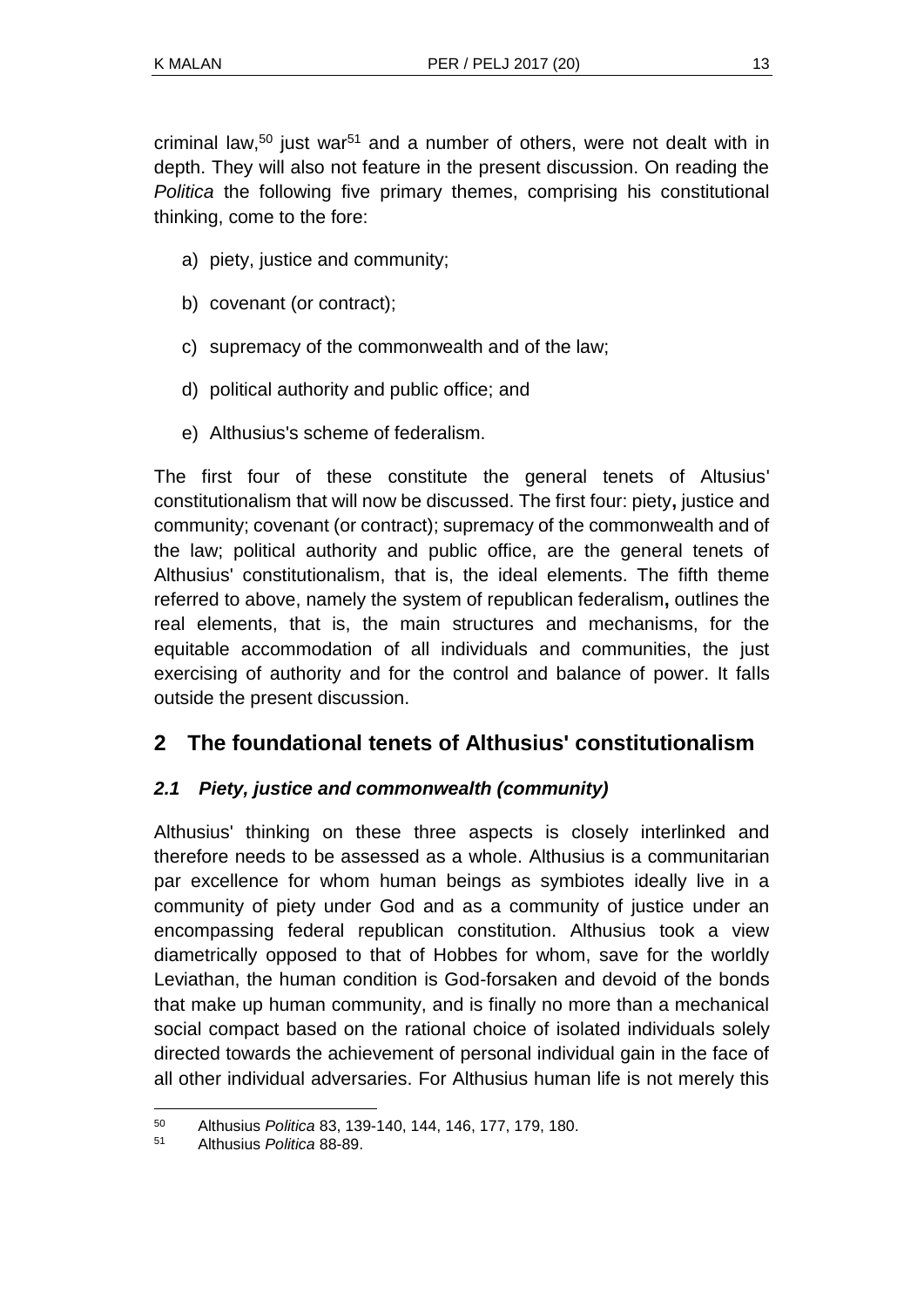criminal law,[50] just war[51] and a number of others, were not dealt with in depth. They will also not feature in the present discussion. On reading the *Politica* the following five primary themes, comprising his constitutional thinking, come to the fore:

a) piety, justice and community;

b) covenant (or contract);

c) supremacy of the commonwealth and of the law;

d) political authority and public office; and

e) Althusius's scheme of federalism.

The first four of these constitute the general tenets of Altusius' constitutionalism that will now be discussed. The first four: piety**,** justice and community; covenant (or contract); supremacy of the commonwealth and of the law; political authority and public office, are the general tenets of Althusius' constitutionalism, that is, the ideal elements. The fifth theme referred to above, namely the system of republican federalism**,** outlines the real elements, that is, the main structures and mechanisms, for the equitable accommodation of all individuals and communities, the just exercising of authority and for the control and balance of power. It falls outside the present discussion.

## 2 The foundational tenets of Althusius' constitutionalism

### *2.1 Piety, justice and commonwealth (community)*

Althusius' thinking on these three aspects is closely interlinked and therefore needs to be assessed as a whole. Althusius is a communitarian par excellence for whom human beings as symbiotes ideally live in a community of piety under God and as a community of justice under an encompassing federal republican constitution. Althusius took a view diametrically opposed to that of Hobbes for whom, save for the worldly Leviathan, the human condition is God-forsaken and devoid of the bonds that make up human community, and is finally no more than a mechanical social compact based on the rational choice of isolated individuals solely directed towards the achievement of personal individual gain in the face of all other individual adversaries. For Althusius human life is not merely this

---

[50] Althusius *Politica* 83, 139-140, 144, 146, 177, 179, 180.

[51] Althusius *Politica* 88-89.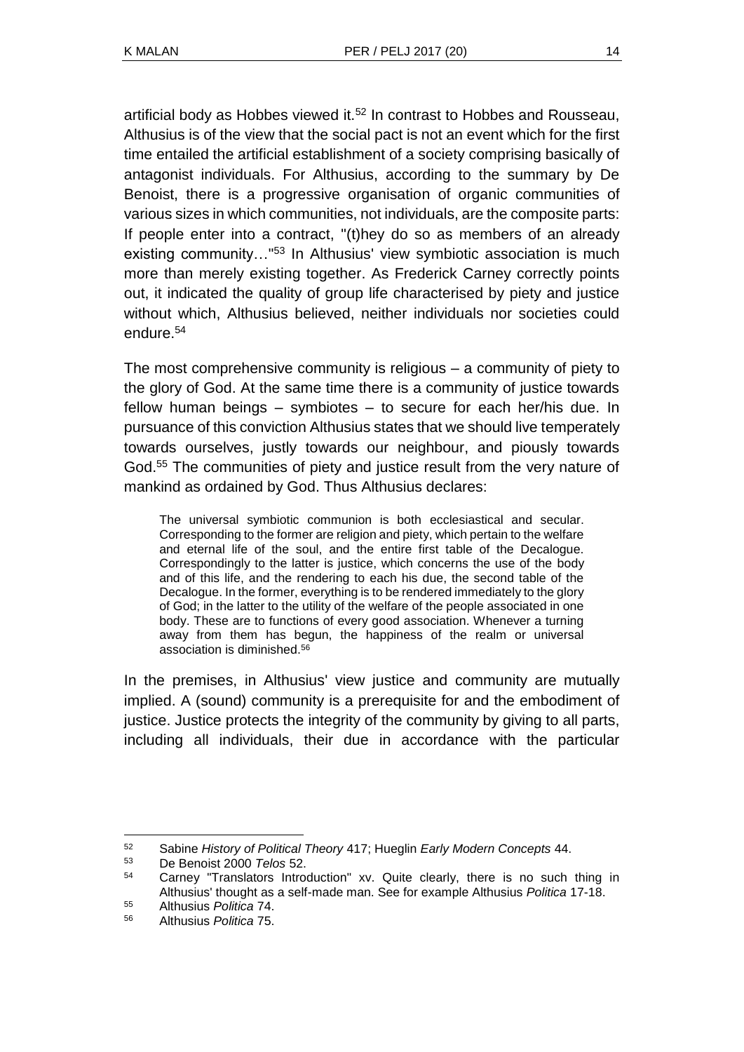artificial body as Hobbes viewed it.[52] In contrast to Hobbes and Rousseau, Althusius is of the view that the social pact is not an event which for the first time entailed the artificial establishment of a society comprising basically of antagonist individuals. For Althusius, according to the summary by De Benoist, there is a progressive organisation of organic communities of various sizes in which communities, not individuals, are the composite parts: If people enter into a contract, "(t)hey do so as members of an already existing community…"[53] In Althusius' view symbiotic association is much more than merely existing together. As Frederick Carney correctly points out, it indicated the quality of group life characterised by piety and justice without which, Althusius believed, neither individuals nor societies could endure.[54]

The most comprehensive community is religious – a community of piety to the glory of God. At the same time there is a community of justice towards fellow human beings – symbiotes – to secure for each her/his due. In pursuance of this conviction Althusius states that we should live temperately towards ourselves, justly towards our neighbour, and piously towards God.[55] The communities of piety and justice result from the very nature of mankind as ordained by God. Thus Althusius declares:

> The universal symbiotic communion is both ecclesiastical and secular. Corresponding to the former are religion and piety, which pertain to the welfare and eternal life of the soul, and the entire first table of the Decalogue. Correspondingly to the latter is justice, which concerns the use of the body and of this life, and the rendering to each his due, the second table of the Decalogue. In the former, everything is to be rendered immediately to the glory of God; in the latter to the utility of the welfare of the people associated in one body. These are to functions of every good association. Whenever a turning away from them has begun, the happiness of the realm or universal association is diminished.[56]

In the premises, in Althusius' view justice and community are mutually implied. A (sound) community is a prerequisite for and the embodiment of justice. Justice protects the integrity of the community by giving to all parts, including all individuals, their due in accordance with the particular

---

[52] Sabine *History of Political Theory* 417; Hueglin *Early Modern Concepts* 44.

[53] De Benoist 2000 *Telos* 52.

[54] Carney "Translators Introduction" xv. Quite clearly, there is no such thing in Althusius' thought as a self-made man. See for example Althusius *Politica* 17-18.

[55] Althusius *Politica* 74.

[56] Althusius *Politica* 75.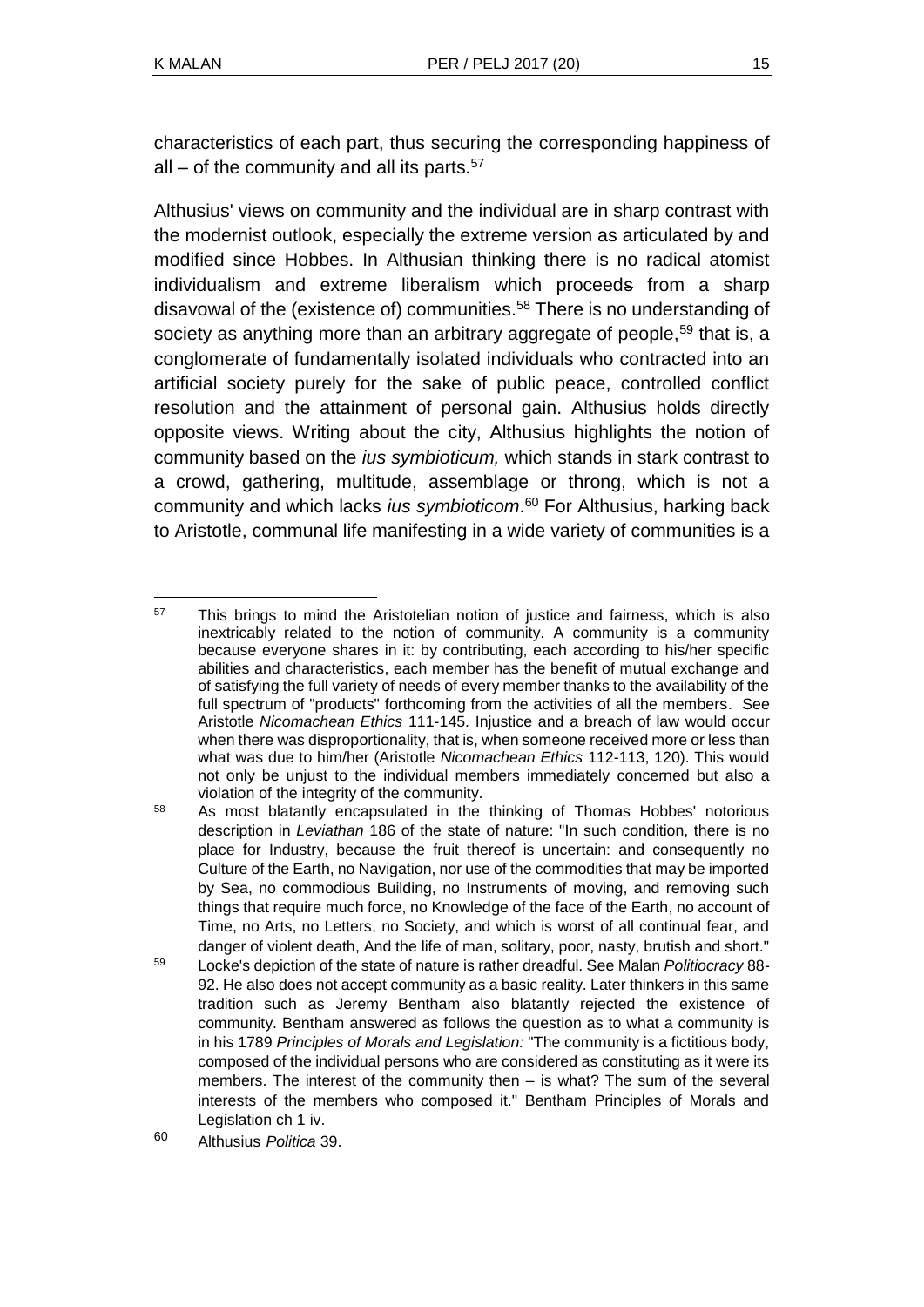characteristics of each part, thus securing the corresponding happiness of all – of the community and all its parts.[57]

Althusius' views on community and the individual are in sharp contrast with the modernist outlook, especially the extreme version as articulated by and modified since Hobbes. In Althusian thinking there is no radical atomist individualism and extreme liberalism which proceeds from a sharp disavowal of the (existence of) communities.[58] There is no understanding of society as anything more than an arbitrary aggregate of people,[59] that is, a conglomerate of fundamentally isolated individuals who contracted into an artificial society purely for the sake of public peace, controlled conflict resolution and the attainment of personal gain. Althusius holds directly opposite views. Writing about the city, Althusius highlights the notion of community based on the *ius symbioticum,* which stands in stark contrast to a crowd, gathering, multitude, assemblage or throng, which is not a community and which lacks *ius symbioticom*.[60] For Althusius, harking back to Aristotle, communal life manifesting in a wide variety of communities is a

---

[57] This brings to mind the Aristotelian notion of justice and fairness, which is also inextricably related to the notion of community. A community is a community because everyone shares in it: by contributing, each according to his/her specific abilities and characteristics, each member has the benefit of mutual exchange and of satisfying the full variety of needs of every member thanks to the availability of the full spectrum of "products" forthcoming from the activities of all the members. See Aristotle *Nicomachean Ethics* 111-145. Injustice and a breach of law would occur when there was disproportionality, that is, when someone received more or less than what was due to him/her (Aristotle *Nicomachean Ethics* 112-113, 120). This would not only be unjust to the individual members immediately concerned but also a violation of the integrity of the community.

[58] As most blatantly encapsulated in the thinking of Thomas Hobbes' notorious description in *Leviathan* 186 of the state of nature: "In such condition, there is no place for Industry, because the fruit thereof is uncertain: and consequently no Culture of the Earth, no Navigation, nor use of the commodities that may be imported by Sea, no commodious Building, no Instruments of moving, and removing such things that require much force, no Knowledge of the face of the Earth, no account of Time, no Arts, no Letters, no Society, and which is worst of all continual fear, and danger of violent death, And the life of man, solitary, poor, nasty, brutish and short."

[59] Locke's depiction of the state of nature is rather dreadful. See Malan *Politiocracy* 88-92. He also does not accept community as a basic reality. Later thinkers in this same tradition such as Jeremy Bentham also blatantly rejected the existence of community. Bentham answered as follows the question as to what a community is in his 1789 *Principles of Morals and Legislation:* "The community is a fictitious body, composed of the individual persons who are considered as constituting as it were its members. The interest of the community then – is what? The sum of the several interests of the members who composed it." Bentham Principles of Morals and Legislation ch 1 iv.

[60] Althusius *Politica* 39.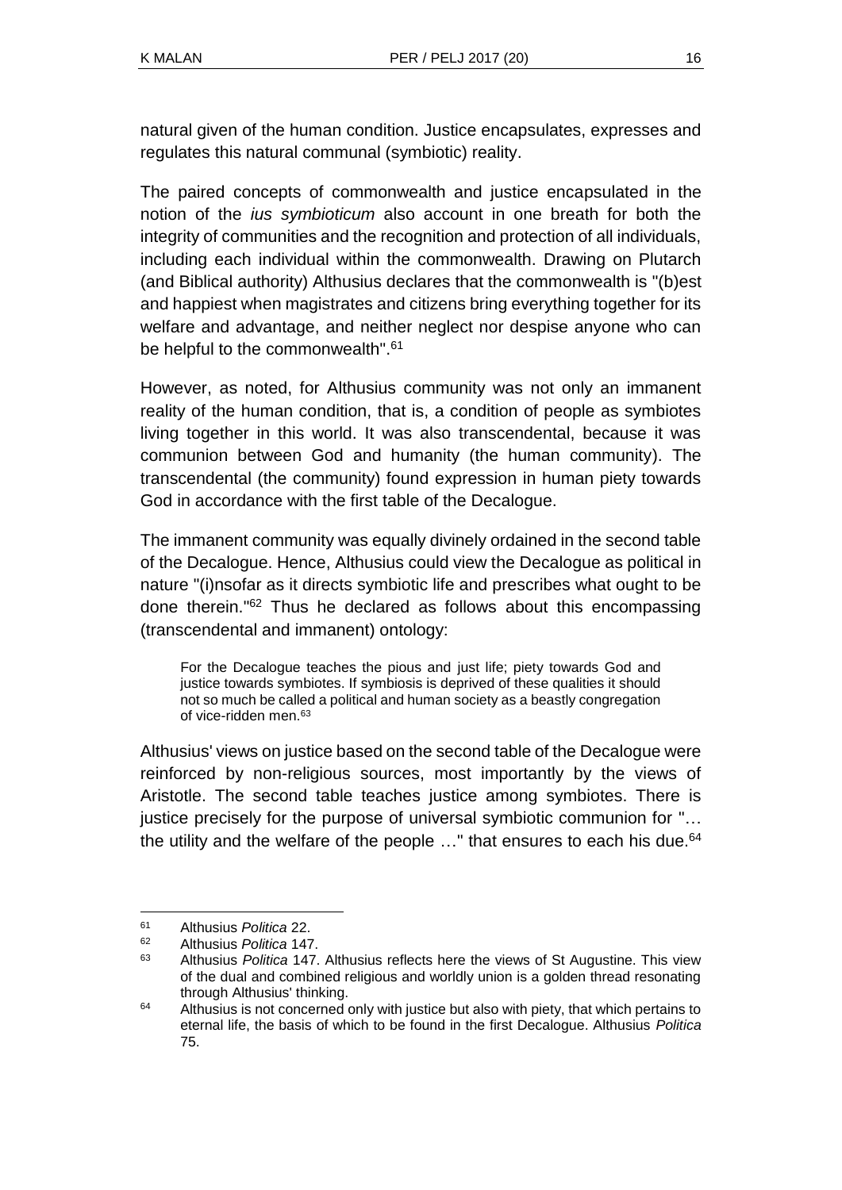natural given of the human condition. Justice encapsulates, expresses and regulates this natural communal (symbiotic) reality.

The paired concepts of commonwealth and justice encapsulated in the notion of the *ius symbioticum* also account in one breath for both the integrity of communities and the recognition and protection of all individuals, including each individual within the commonwealth. Drawing on Plutarch (and Biblical authority) Althusius declares that the commonwealth is "(b)est and happiest when magistrates and citizens bring everything together for its welfare and advantage, and neither neglect nor despise anyone who can be helpful to the commonwealth".[61]

However, as noted, for Althusius community was not only an immanent reality of the human condition, that is, a condition of people as symbiotes living together in this world. It was also transcendental, because it was communion between God and humanity (the human community). The transcendental (the community) found expression in human piety towards God in accordance with the first table of the Decalogue.

The immanent community was equally divinely ordained in the second table of the Decalogue. Hence, Althusius could view the Decalogue as political in nature "(i)nsofar as it directs symbiotic life and prescribes what ought to be done therein."[62] Thus he declared as follows about this encompassing (transcendental and immanent) ontology:

> For the Decalogue teaches the pious and just life; piety towards God and justice towards symbiotes. If symbiosis is deprived of these qualities it should not so much be called a political and human society as a beastly congregation of vice-ridden men.[63]

Althusius' views on justice based on the second table of the Decalogue were reinforced by non-religious sources, most importantly by the views of Aristotle. The second table teaches justice among symbiotes. There is justice precisely for the purpose of universal symbiotic communion for "… the utility and the welfare of the people …" that ensures to each his due.[64]

---

[61] Althusius *Politica* 22.

[62] Althusius *Politica* 147.

[63] Althusius *Politica* 147. Althusius reflects here the views of St Augustine. This view of the dual and combined religious and worldly union is a golden thread resonating through Althusius' thinking.

[64] Althusius is not concerned only with justice but also with piety, that which pertains to eternal life, the basis of which to be found in the first Decalogue. Althusius *Politica* 75.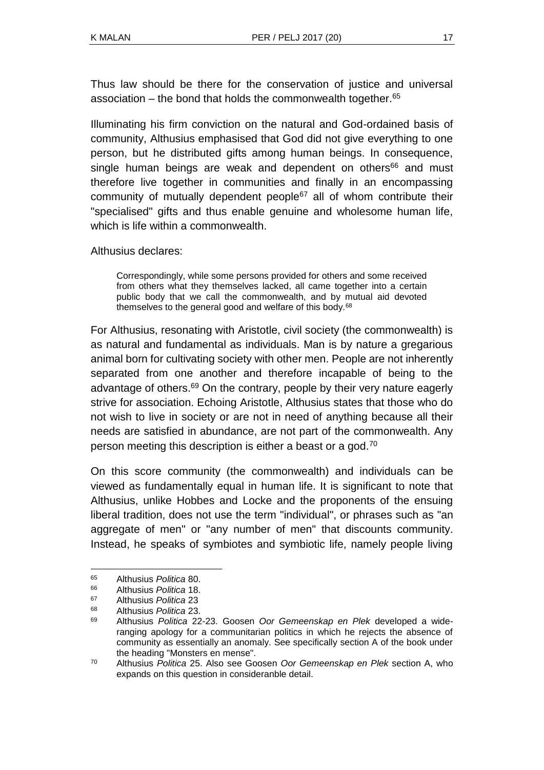Thus law should be there for the conservation of justice and universal association – the bond that holds the commonwealth together.[65]

Illuminating his firm conviction on the natural and God-ordained basis of community, Althusius emphasised that God did not give everything to one person, but he distributed gifts among human beings. In consequence, single human beings are weak and dependent on others[66] and must therefore live together in communities and finally in an encompassing community of mutually dependent people[67] all of whom contribute their "specialised" gifts and thus enable genuine and wholesome human life, which is life within a commonwealth.

Althusius declares:

> Correspondingly, while some persons provided for others and some received from others what they themselves lacked, all came together into a certain public body that we call the commonwealth, and by mutual aid devoted themselves to the general good and welfare of this body.[68]

For Althusius, resonating with Aristotle, civil society (the commonwealth) is as natural and fundamental as individuals. Man is by nature a gregarious animal born for cultivating society with other men. People are not inherently separated from one another and therefore incapable of being to the advantage of others.[69] On the contrary, people by their very nature eagerly strive for association. Echoing Aristotle, Althusius states that those who do not wish to live in society or are not in need of anything because all their needs are satisfied in abundance, are not part of the commonwealth. Any person meeting this description is either a beast or a god.[70]

On this score community (the commonwealth) and individuals can be viewed as fundamentally equal in human life. It is significant to note that Althusius, unlike Hobbes and Locke and the proponents of the ensuing liberal tradition, does not use the term "individual", or phrases such as "an aggregate of men" or "any number of men" that discounts community. Instead, he speaks of symbiotes and symbiotic life, namely people living

---

65 Althusius *Politica* 80.

66 Althusius *Politica* 18.

67 Althusius *Politica* 23

68 Althusius *Politica* 23.

69 Althusius *Politica* 22-23. Goosen *Oor Gemeenskap en Plek* developed a wide-ranging apology for a communitarian politics in which he rejects the absence of community as essentially an anomaly. See specifically section A of the book under the heading "Monsters en mense".

70 Althusius *Politica* 25. Also see Goosen *Oor Gemeenskap en Plek* section A, who expands on this question in consideranble detail.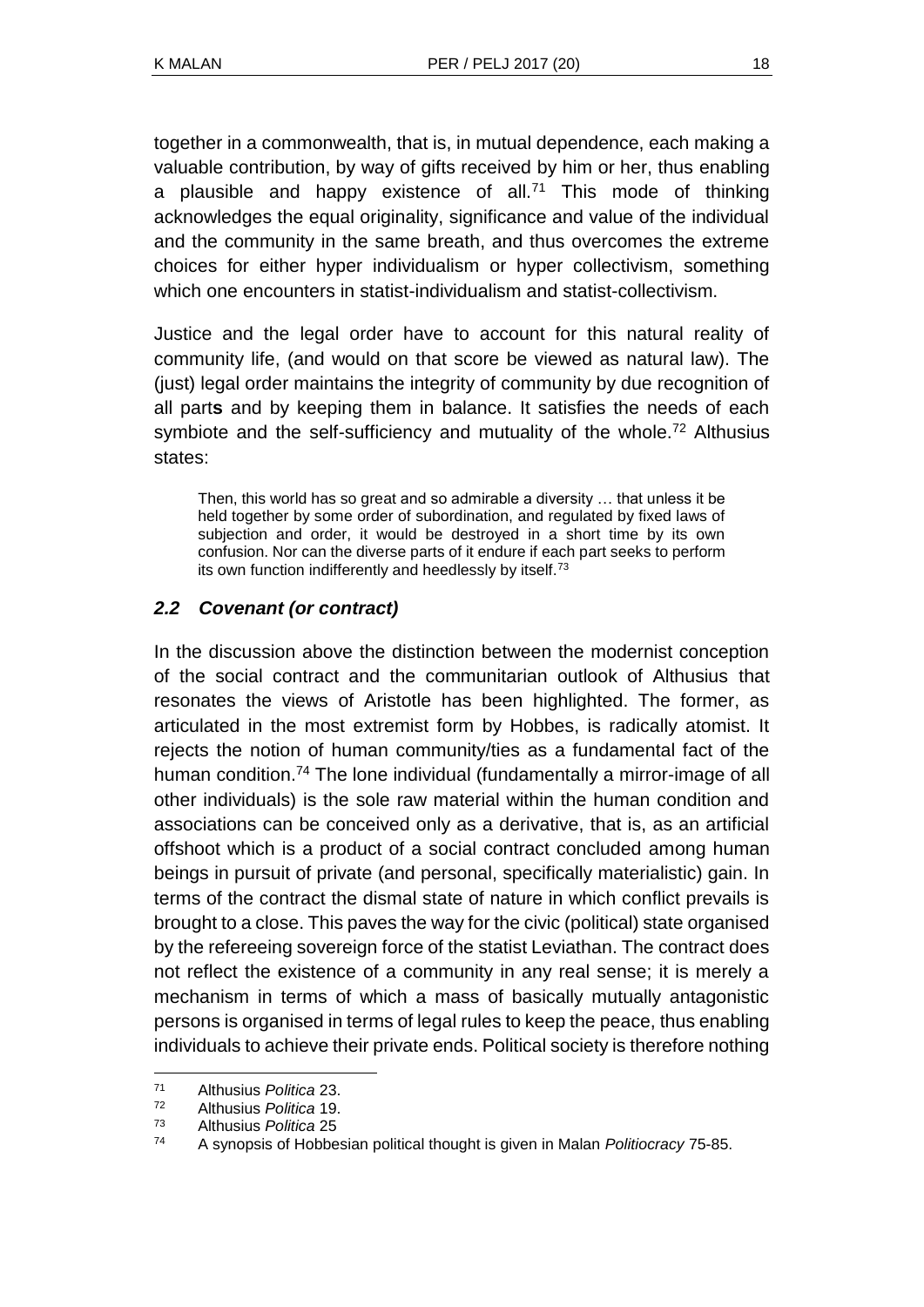together in a commonwealth, that is, in mutual dependence, each making a valuable contribution, by way of gifts received by him or her, thus enabling a plausible and happy existence of all.[71] This mode of thinking acknowledges the equal originality, significance and value of the individual and the community in the same breath, and thus overcomes the extreme choices for either hyper individualism or hyper collectivism, something which one encounters in statist-individualism and statist-collectivism.

Justice and the legal order have to account for this natural reality of community life, (and would on that score be viewed as natural law). The (just) legal order maintains the integrity of community by due recognition of all part**s** and by keeping them in balance. It satisfies the needs of each symbiote and the self-sufficiency and mutuality of the whole.[72] Althusius states:

> Then, this world has so great and so admirable a diversity … that unless it be held together by some order of subordination, and regulated by fixed laws of subjection and order, it would be destroyed in a short time by its own confusion. Nor can the diverse parts of it endure if each part seeks to perform its own function indifferently and heedlessly by itself.[73]

### *2.2 Covenant (or contract)*

In the discussion above the distinction between the modernist conception of the social contract and the communitarian outlook of Althusius that resonates the views of Aristotle has been highlighted. The former, as articulated in the most extremist form by Hobbes, is radically atomist. It rejects the notion of human community/ties as a fundamental fact of the human condition.[74] The lone individual (fundamentally a mirror-image of all other individuals) is the sole raw material within the human condition and associations can be conceived only as a derivative, that is, as an artificial offshoot which is a product of a social contract concluded among human beings in pursuit of private (and personal, specifically materialistic) gain. In terms of the contract the dismal state of nature in which conflict prevails is brought to a close. This paves the way for the civic (political) state organised by the refereeing sovereign force of the statist Leviathan. The contract does not reflect the existence of a community in any real sense; it is merely a mechanism in terms of which a mass of basically mutually antagonistic persons is organised in terms of legal rules to keep the peace, thus enabling individuals to achieve their private ends. Political society is therefore nothing

---

[71] Althusius *Politica* 23.

[72] Althusius *Politica* 19.

[73] Althusius *Politica* 25

[74] A synopsis of Hobbesian political thought is given in Malan *Politiocracy* 75-85.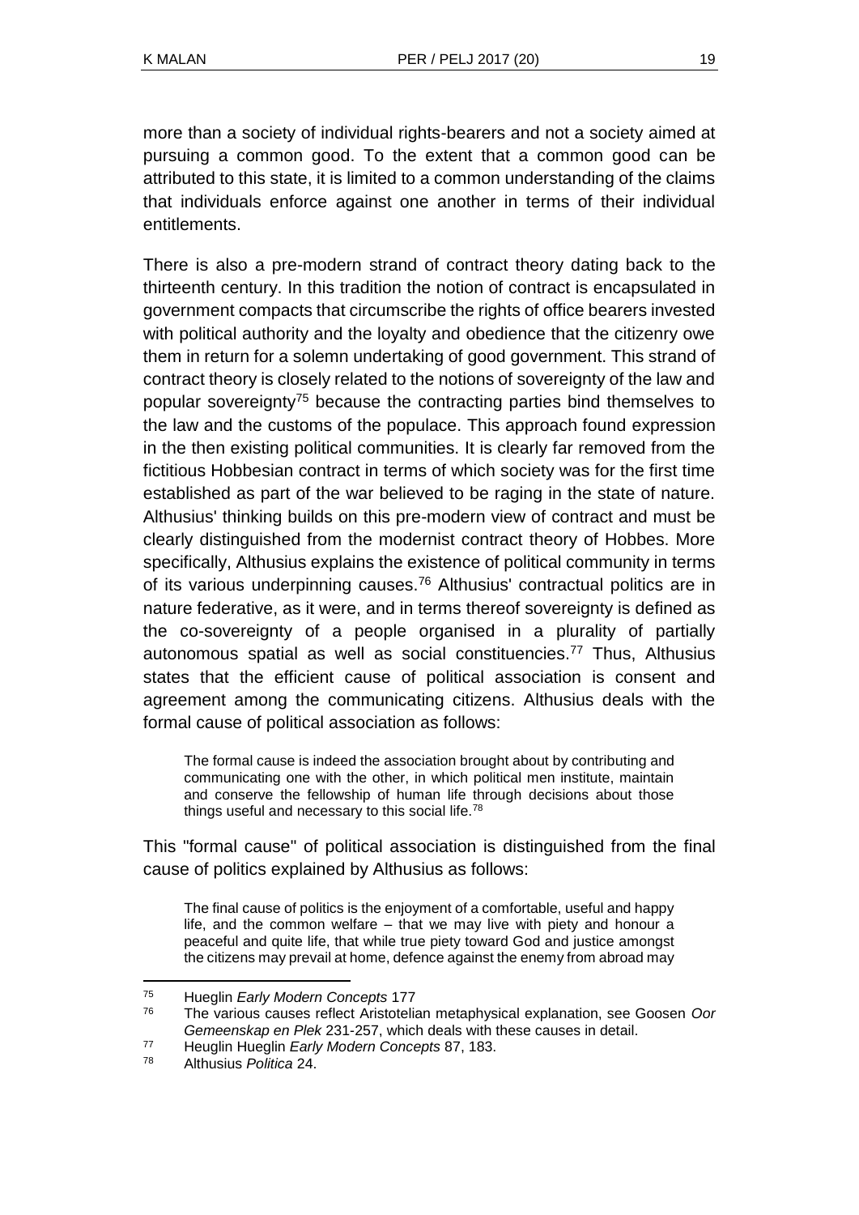more than a society of individual rights-bearers and not a society aimed at pursuing a common good. To the extent that a common good can be attributed to this state, it is limited to a common understanding of the claims that individuals enforce against one another in terms of their individual entitlements.

There is also a pre-modern strand of contract theory dating back to the thirteenth century. In this tradition the notion of contract is encapsulated in government compacts that circumscribe the rights of office bearers invested with political authority and the loyalty and obedience that the citizenry owe them in return for a solemn undertaking of good government. This strand of contract theory is closely related to the notions of sovereignty of the law and popular sovereignty[75] because the contracting parties bind themselves to the law and the customs of the populace. This approach found expression in the then existing political communities. It is clearly far removed from the fictitious Hobbesian contract in terms of which society was for the first time established as part of the war believed to be raging in the state of nature. Althusius' thinking builds on this pre-modern view of contract and must be clearly distinguished from the modernist contract theory of Hobbes. More specifically, Althusius explains the existence of political community in terms of its various underpinning causes.[76] Althusius' contractual politics are in nature federative, as it were, and in terms thereof sovereignty is defined as the co-sovereignty of a people organised in a plurality of partially autonomous spatial as well as social constituencies.[77] Thus, Althusius states that the efficient cause of political association is consent and agreement among the communicating citizens. Althusius deals with the formal cause of political association as follows:

> The formal cause is indeed the association brought about by contributing and communicating one with the other, in which political men institute, maintain and conserve the fellowship of human life through decisions about those things useful and necessary to this social life.[78]

This "formal cause" of political association is distinguished from the final cause of politics explained by Althusius as follows:

> The final cause of politics is the enjoyment of a comfortable, useful and happy life, and the common welfare – that we may live with piety and honour a peaceful and quite life, that while true piety toward God and justice amongst the citizens may prevail at home, defence against the enemy from abroad may

[75] Hueglin *Early Modern Concepts* 177

[76] The various causes reflect Aristotelian metaphysical explanation, see Goosen *Oor Gemeenskap en Plek* 231-257, which deals with these causes in detail.

[77] Heuglin Hueglin *Early Modern Concepts* 87, 183.

[78] Althusius *Politica* 24.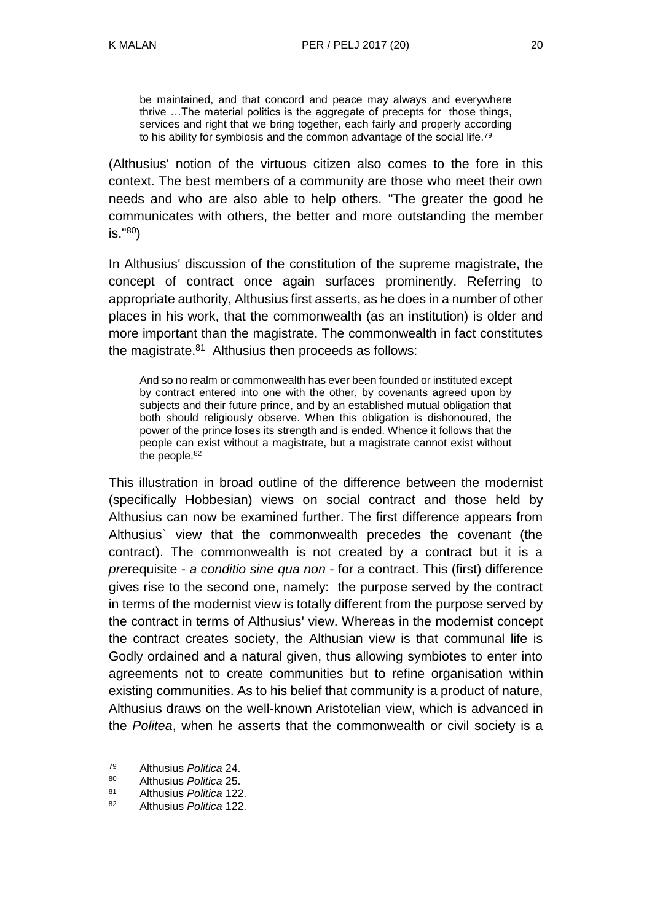> be maintained, and that concord and peace may always and everywhere thrive …The material politics is the aggregate of precepts for those things, services and right that we bring together, each fairly and properly according to his ability for symbiosis and the common advantage of the social life.[79]

(Althusius' notion of the virtuous citizen also comes to the fore in this context. The best members of a community are those who meet their own needs and who are also able to help others. "The greater the good he communicates with others, the better and more outstanding the member is."[80])

In Althusius' discussion of the constitution of the supreme magistrate, the concept of contract once again surfaces prominently. Referring to appropriate authority, Althusius first asserts, as he does in a number of other places in his work, that the commonwealth (as an institution) is older and more important than the magistrate. The commonwealth in fact constitutes the magistrate.[81] Althusius then proceeds as follows:

> And so no realm or commonwealth has ever been founded or instituted except by contract entered into one with the other, by covenants agreed upon by subjects and their future prince, and by an established mutual obligation that both should religiously observe. When this obligation is dishonoured, the power of the prince loses its strength and is ended. Whence it follows that the people can exist without a magistrate, but a magistrate cannot exist without the people.[82]

This illustration in broad outline of the difference between the modernist (specifically Hobbesian) views on social contract and those held by Althusius can now be examined further. The first difference appears from Althusius` view that the commonwealth precedes the covenant (the contract). The commonwealth is not created by a contract but it is a *pre*requisite - *a conditio sine qua non* - for a contract. This (first) difference gives rise to the second one, namely: the purpose served by the contract in terms of the modernist view is totally different from the purpose served by the contract in terms of Althusius' view. Whereas in the modernist concept the contract creates society, the Althusian view is that communal life is Godly ordained and a natural given, thus allowing symbiotes to enter into agreements not to create communities but to refine organisation within existing communities. As to his belief that community is a product of nature, Althusius draws on the well-known Aristotelian view, which is advanced in the *Politea*, when he asserts that the commonwealth or civil society is a

---

79 Althusius *Politica* 24.

80 Althusius *Politica* 25.

81 Althusius *Politica* 122.

82 Althusius *Politica* 122.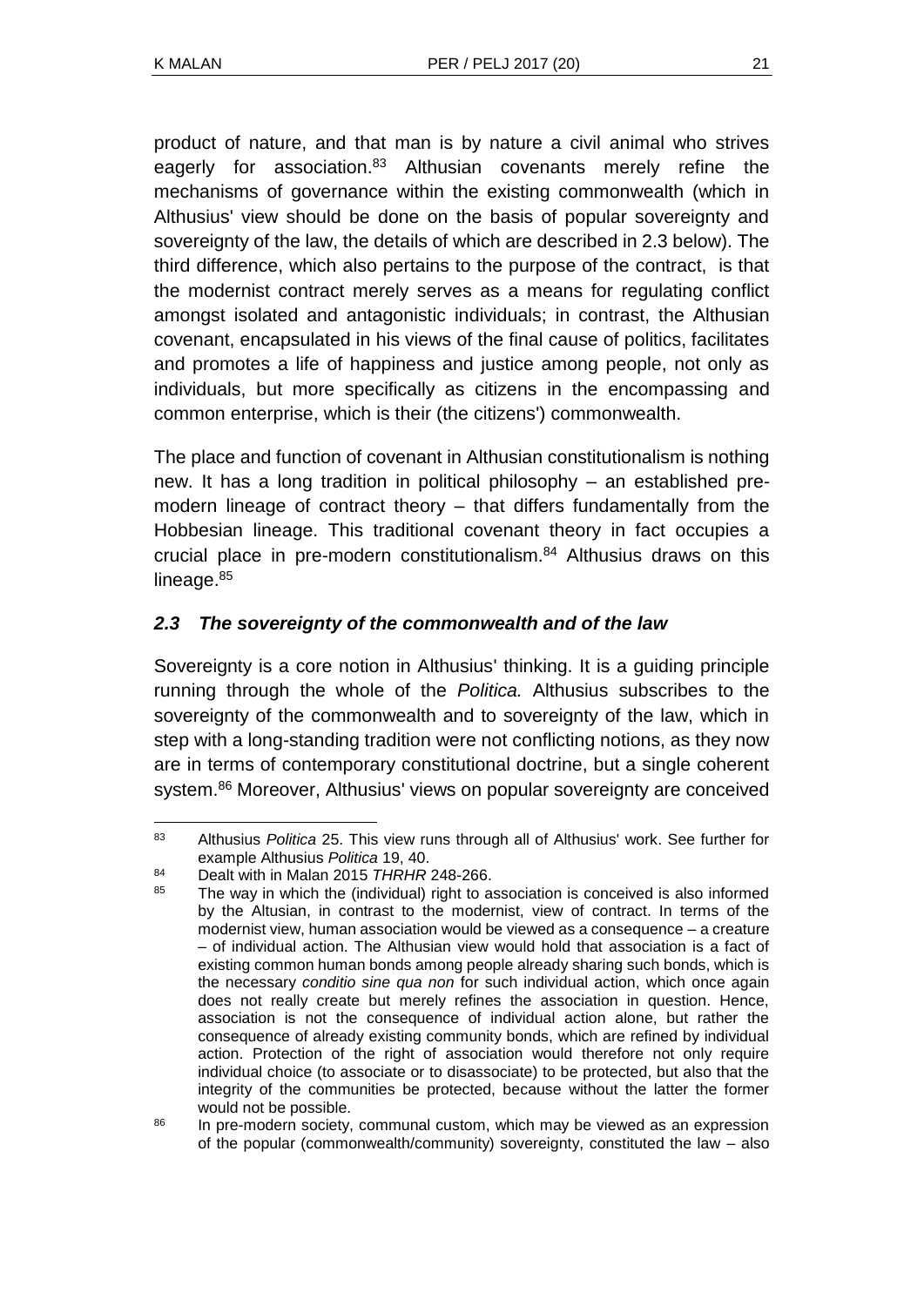product of nature, and that man is by nature a civil animal who strives eagerly for association.[83] Althusian covenants merely refine the mechanisms of governance within the existing commonwealth (which in Althusius' view should be done on the basis of popular sovereignty and sovereignty of the law, the details of which are described in 2.3 below). The third difference, which also pertains to the purpose of the contract, is that the modernist contract merely serves as a means for regulating conflict amongst isolated and antagonistic individuals; in contrast, the Althusian covenant, encapsulated in his views of the final cause of politics, facilitates and promotes a life of happiness and justice among people, not only as individuals, but more specifically as citizens in the encompassing and common enterprise, which is their (the citizens') commonwealth.

The place and function of covenant in Althusian constitutionalism is nothing new. It has a long tradition in political philosophy – an established pre-modern lineage of contract theory – that differs fundamentally from the Hobbesian lineage. This traditional covenant theory in fact occupies a crucial place in pre-modern constitutionalism.[84] Althusius draws on this lineage.[85]

### *2.3 The sovereignty of the commonwealth and of the law*

Sovereignty is a core notion in Althusius' thinking. It is a guiding principle running through the whole of the *Politica.* Althusius subscribes to the sovereignty of the commonwealth and to sovereignty of the law, which in step with a long-standing tradition were not conflicting notions, as they now are in terms of contemporary constitutional doctrine, but a single coherent system.[86] Moreover, Althusius' views on popular sovereignty are conceived

---

[83] Althusius *Politica* 25. This view runs through all of Althusius' work. See further for example Althusius *Politica* 19, 40.

[84] Dealt with in Malan 2015 *THRHR* 248-266.

[85] The way in which the (individual) right to association is conceived is also informed by the Altusian, in contrast to the modernist, view of contract. In terms of the modernist view, human association would be viewed as a consequence – a creature – of individual action. The Althusian view would hold that association is a fact of existing common human bonds among people already sharing such bonds, which is the necessary *conditio sine qua non* for such individual action, which once again does not really create but merely refines the association in question. Hence, association is not the consequence of individual action alone, but rather the consequence of already existing community bonds, which are refined by individual action. Protection of the right of association would therefore not only require individual choice (to associate or to disassociate) to be protected, but also that the integrity of the communities be protected, because without the latter the former would not be possible.

[86] In pre-modern society, communal custom, which may be viewed as an expression of the popular (commonwealth/community) sovereignty, constituted the law – also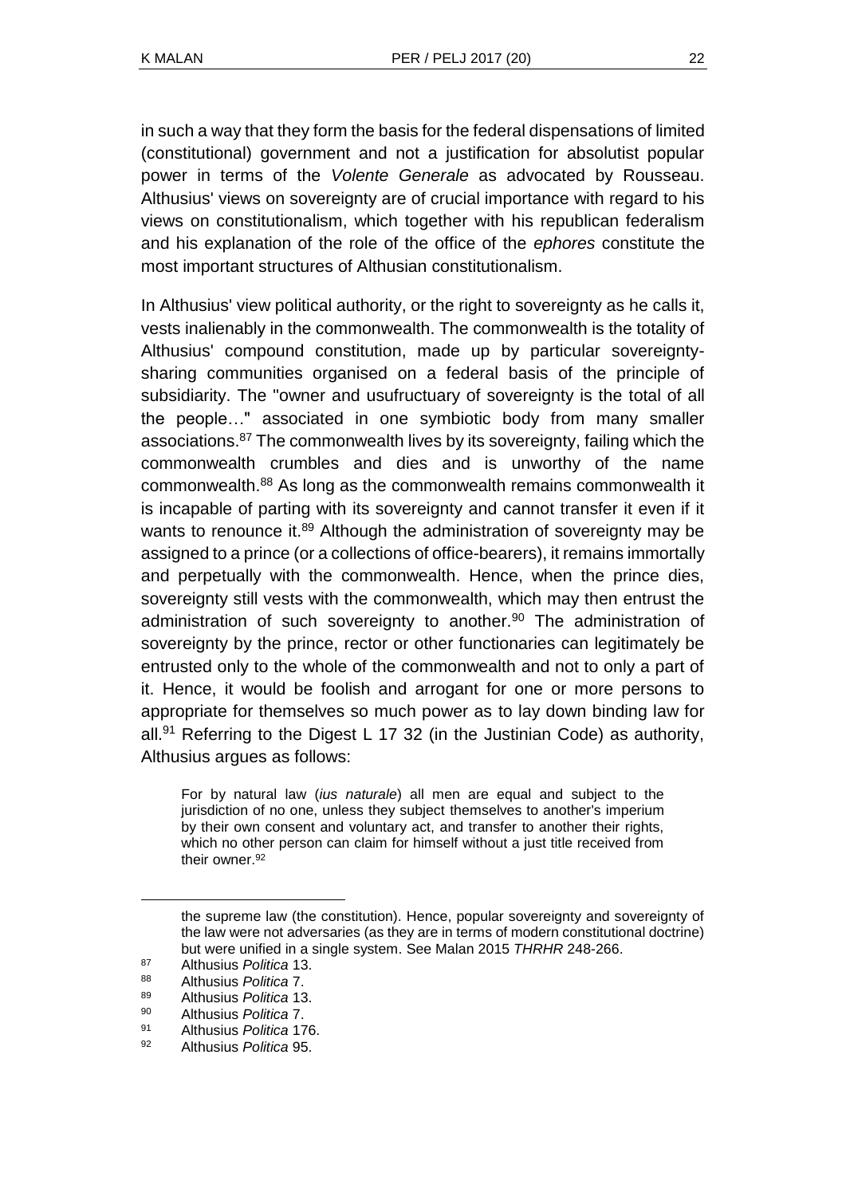in such a way that they form the basis for the federal dispensations of limited (constitutional) government and not a justification for absolutist popular power in terms of the *Volente Generale* as advocated by Rousseau. Althusius' views on sovereignty are of crucial importance with regard to his views on constitutionalism, which together with his republican federalism and his explanation of the role of the office of the *ephores* constitute the most important structures of Althusian constitutionalism.

In Althusius' view political authority, or the right to sovereignty as he calls it, vests inalienably in the commonwealth. The commonwealth is the totality of Althusius' compound constitution, made up by particular sovereignty-sharing communities organised on a federal basis of the principle of subsidiarity. The "owner and usufructuary of sovereignty is the total of all the people…" associated in one symbiotic body from many smaller associations.[87] The commonwealth lives by its sovereignty, failing which the commonwealth crumbles and dies and is unworthy of the name commonwealth.[88] As long as the commonwealth remains commonwealth it is incapable of parting with its sovereignty and cannot transfer it even if it wants to renounce it.[89] Although the administration of sovereignty may be assigned to a prince (or a collections of office-bearers), it remains immortally and perpetually with the commonwealth. Hence, when the prince dies, sovereignty still vests with the commonwealth, which may then entrust the administration of such sovereignty to another.[90] The administration of sovereignty by the prince, rector or other functionaries can legitimately be entrusted only to the whole of the commonwealth and not to only a part of it. Hence, it would be foolish and arrogant for one or more persons to appropriate for themselves so much power as to lay down binding law for all.[91] Referring to the Digest L 17 32 (in the Justinian Code) as authority, Althusius argues as follows:

> For by natural law (*ius naturale*) all men are equal and subject to the jurisdiction of no one, unless they subject themselves to another's imperium by their own consent and voluntary act, and transfer to another their rights, which no other person can claim for himself without a just title received from their owner.[92]

---

the supreme law (the constitution). Hence, popular sovereignty and sovereignty of the law were not adversaries (as they are in terms of modern constitutional doctrine) but were unified in a single system. See Malan 2015 *THRHR* 248-266.

87 Althusius *Politica* 13.

88 Althusius *Politica* 7.

89 Althusius *Politica* 13.

90 Althusius *Politica* 7.

91 Althusius *Politica* 176.

92 Althusius *Politica* 95.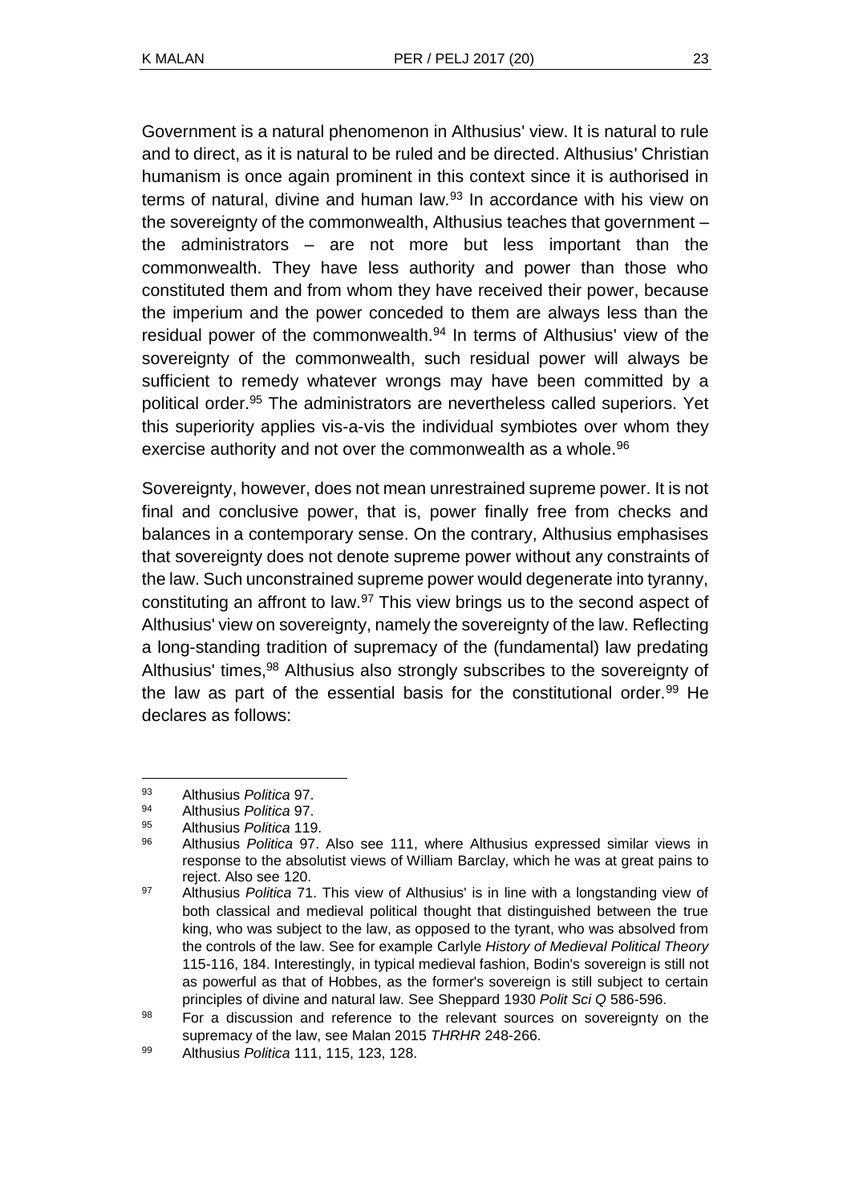Government is a natural phenomenon in Althusius' view. It is natural to rule and to direct, as it is natural to be ruled and be directed. Althusius' Christian humanism is once again prominent in this context since it is authorised in terms of natural, divine and human law.[93] In accordance with his view on the sovereignty of the commonwealth, Althusius teaches that government – the administrators – are not more but less important than the commonwealth. They have less authority and power than those who constituted them and from whom they have received their power, because the imperium and the power conceded to them are always less than the residual power of the commonwealth.[94] In terms of Althusius' view of the sovereignty of the commonwealth, such residual power will always be sufficient to remedy whatever wrongs may have been committed by a political order.[95] The administrators are nevertheless called superiors. Yet this superiority applies vis-a-vis the individual symbiotes over whom they exercise authority and not over the commonwealth as a whole.[96]

Sovereignty, however, does not mean unrestrained supreme power. It is not final and conclusive power, that is, power finally free from checks and balances in a contemporary sense. On the contrary, Althusius emphasises that sovereignty does not denote supreme power without any constraints of the law. Such unconstrained supreme power would degenerate into tyranny, constituting an affront to law.[97] This view brings us to the second aspect of Althusius' view on sovereignty, namely the sovereignty of the law. Reflecting a long-standing tradition of supremacy of the (fundamental) law predating Althusius' times,[98] Althusius also strongly subscribes to the sovereignty of the law as part of the essential basis for the constitutional order.[99] He declares as follows:

---

[93] Althusius *Politica* 97.

[94] Althusius *Politica* 97.

[95] Althusius *Politica* 119.

[96] Althusius *Politica* 97. Also see 111, where Althusius expressed similar views in response to the absolutist views of William Barclay, which he was at great pains to reject. Also see 120.

[97] Althusius *Politica* 71. This view of Althusius' is in line with a longstanding view of both classical and medieval political thought that distinguished between the true king, who was subject to the law, as opposed to the tyrant, who was absolved from the controls of the law. See for example Carlyle *History of Medieval Political Theory* 115-116, 184. Interestingly, in typical medieval fashion, Bodin's sovereign is still not as powerful as that of Hobbes, as the former's sovereign is still subject to certain principles of divine and natural law. See Sheppard 1930 *Polit Sci Q* 586-596.

[98] For a discussion and reference to the relevant sources on sovereignty on the supremacy of the law, see Malan 2015 *THRHR* 248-266.

[99] Althusius *Politica* 111, 115, 123, 128.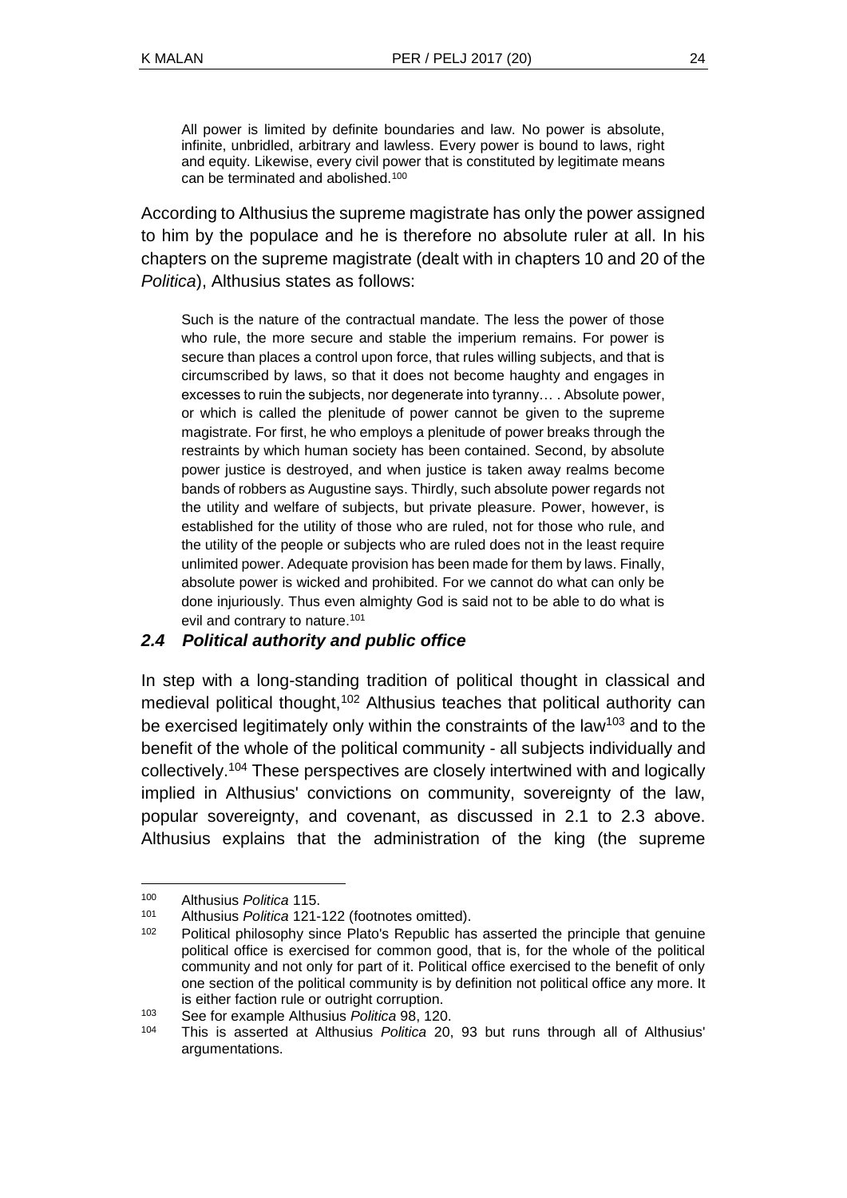> All power is limited by definite boundaries and law. No power is absolute, infinite, unbridled, arbitrary and lawless. Every power is bound to laws, right and equity. Likewise, every civil power that is constituted by legitimate means can be terminated and abolished.[100]

According to Althusius the supreme magistrate has only the power assigned to him by the populace and he is therefore no absolute ruler at all. In his chapters on the supreme magistrate (dealt with in chapters 10 and 20 of the *Politica*), Althusius states as follows:

> Such is the nature of the contractual mandate. The less the power of those who rule, the more secure and stable the imperium remains. For power is secure than places a control upon force, that rules willing subjects, and that is circumscribed by laws, so that it does not become haughty and engages in excesses to ruin the subjects, nor degenerate into tyranny… . Absolute power, or which is called the plenitude of power cannot be given to the supreme magistrate. For first, he who employs a plenitude of power breaks through the restraints by which human society has been contained. Second, by absolute power justice is destroyed, and when justice is taken away realms become bands of robbers as Augustine says. Thirdly, such absolute power regards not the utility and welfare of subjects, but private pleasure. Power, however, is established for the utility of those who are ruled, not for those who rule, and the utility of the people or subjects who are ruled does not in the least require unlimited power. Adequate provision has been made for them by laws. Finally, absolute power is wicked and prohibited. For we cannot do what can only be done injuriously. Thus even almighty God is said not to be able to do what is evil and contrary to nature.[101]

### *2.4 Political authority and public office*

In step with a long-standing tradition of political thought in classical and medieval political thought,[102] Althusius teaches that political authority can be exercised legitimately only within the constraints of the law[103] and to the benefit of the whole of the political community - all subjects individually and collectively.[104] These perspectives are closely intertwined with and logically implied in Althusius' convictions on community, sovereignty of the law, popular sovereignty, and covenant, as discussed in 2.1 to 2.3 above. Althusius explains that the administration of the king (the supreme

---

[100] Althusius *Politica* 115.

[101] Althusius *Politica* 121-122 (footnotes omitted).

[102] Political philosophy since Plato's Republic has asserted the principle that genuine political office is exercised for common good, that is, for the whole of the political community and not only for part of it. Political office exercised to the benefit of only one section of the political community is by definition not political office any more. It is either faction rule or outright corruption.

[103] See for example Althusius *Politica* 98, 120.

[104] This is asserted at Althusius *Politica* 20, 93 but runs through all of Althusius' argumentations.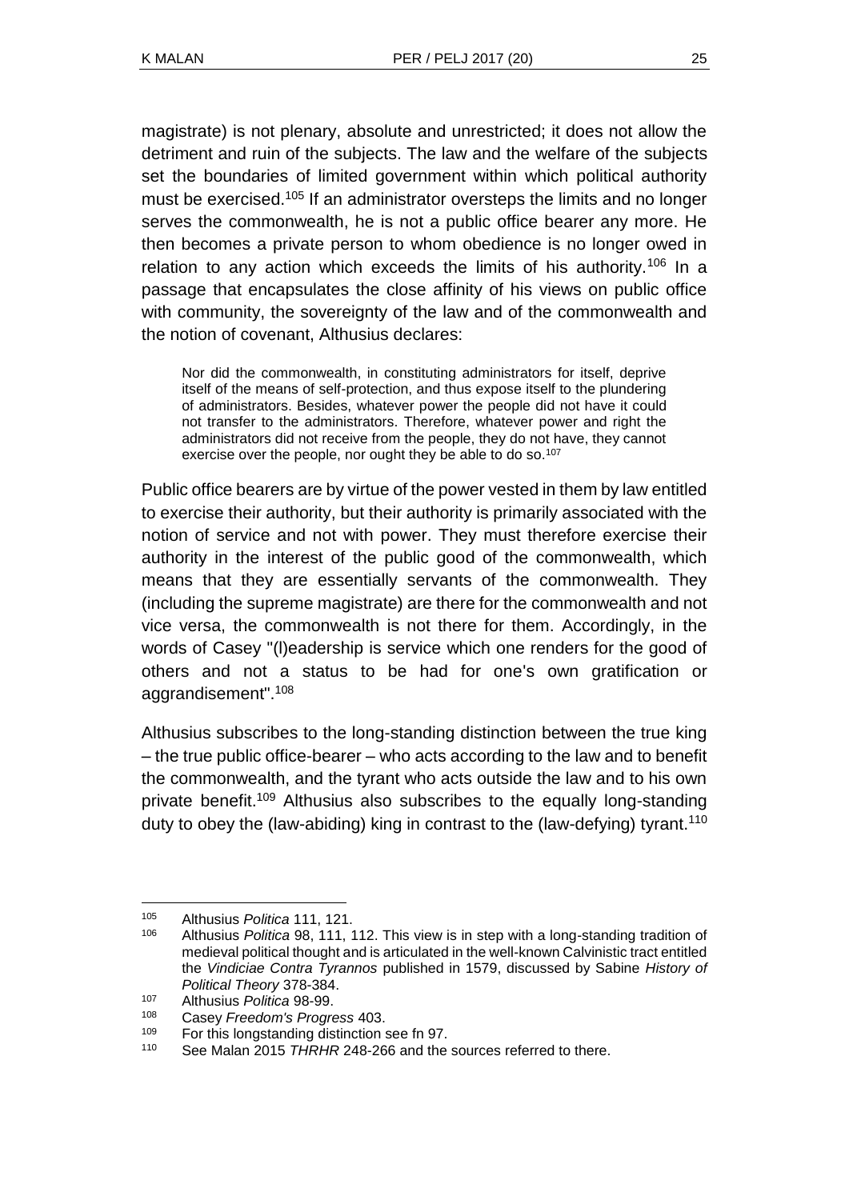magistrate) is not plenary, absolute and unrestricted; it does not allow the detriment and ruin of the subjects. The law and the welfare of the subjects set the boundaries of limited government within which political authority must be exercised.[105] If an administrator oversteps the limits and no longer serves the commonwealth, he is not a public office bearer any more. He then becomes a private person to whom obedience is no longer owed in relation to any action which exceeds the limits of his authority.[106] In a passage that encapsulates the close affinity of his views on public office with community, the sovereignty of the law and of the commonwealth and the notion of covenant, Althusius declares:

> Nor did the commonwealth, in constituting administrators for itself, deprive itself of the means of self-protection, and thus expose itself to the plundering of administrators. Besides, whatever power the people did not have it could not transfer to the administrators. Therefore, whatever power and right the administrators did not receive from the people, they do not have, they cannot exercise over the people, nor ought they be able to do so.[107]

Public office bearers are by virtue of the power vested in them by law entitled to exercise their authority, but their authority is primarily associated with the notion of service and not with power. They must therefore exercise their authority in the interest of the public good of the commonwealth, which means that they are essentially servants of the commonwealth. They (including the supreme magistrate) are there for the commonwealth and not vice versa, the commonwealth is not there for them. Accordingly, in the words of Casey "(l)eadership is service which one renders for the good of others and not a status to be had for one's own gratification or aggrandisement".[108]

Althusius subscribes to the long-standing distinction between the true king – the true public office-bearer – who acts according to the law and to benefit the commonwealth, and the tyrant who acts outside the law and to his own private benefit.[109] Althusius also subscribes to the equally long-standing duty to obey the (law-abiding) king in contrast to the (law-defying) tyrant.[110]

---

[105] Althusius *Politica* 111, 121.

[106] Althusius *Politica* 98, 111, 112. This view is in step with a long-standing tradition of medieval political thought and is articulated in the well-known Calvinistic tract entitled the *Vindiciae Contra Tyrannos* published in 1579, discussed by Sabine *History of Political Theory* 378-384.

[107] Althusius *Politica* 98-99.

[108] Casey *Freedom's Progress* 403.

[109] For this longstanding distinction see fn 97.

[110] See Malan 2015 *THRHR* 248-266 and the sources referred to there.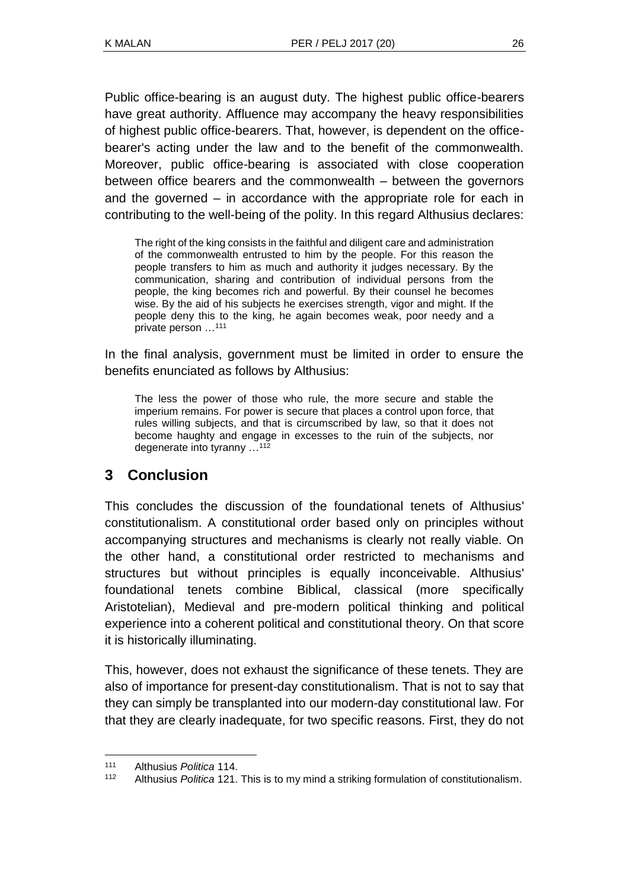Public office-bearing is an august duty. The highest public office-bearers have great authority. Affluence may accompany the heavy responsibilities of highest public office-bearers. That, however, is dependent on the office-bearer's acting under the law and to the benefit of the commonwealth. Moreover, public office-bearing is associated with close cooperation between office bearers and the commonwealth – between the governors and the governed – in accordance with the appropriate role for each in contributing to the well-being of the polity. In this regard Althusius declares:

> The right of the king consists in the faithful and diligent care and administration of the commonwealth entrusted to him by the people. For this reason the people transfers to him as much and authority it judges necessary. By the communication, sharing and contribution of individual persons from the people, the king becomes rich and powerful. By their counsel he becomes wise. By the aid of his subjects he exercises strength, vigor and might. If the people deny this to the king, he again becomes weak, poor needy and a private person …[111]

In the final analysis, government must be limited in order to ensure the benefits enunciated as follows by Althusius:

> The less the power of those who rule, the more secure and stable the imperium remains. For power is secure that places a control upon force, that rules willing subjects, and that is circumscribed by law, so that it does not become haughty and engage in excesses to the ruin of the subjects, nor degenerate into tyranny …[112]

## 3 Conclusion

This concludes the discussion of the foundational tenets of Althusius' constitutionalism. A constitutional order based only on principles without accompanying structures and mechanisms is clearly not really viable. On the other hand, a constitutional order restricted to mechanisms and structures but without principles is equally inconceivable. Althusius' foundational tenets combine Biblical, classical (more specifically Aristotelian), Medieval and pre-modern political thinking and political experience into a coherent political and constitutional theory. On that score it is historically illuminating.

This, however, does not exhaust the significance of these tenets. They are also of importance for present-day constitutionalism. That is not to say that they can simply be transplanted into our modern-day constitutional law. For that they are clearly inadequate, for two specific reasons. First, they do not

---

[111] Althusius *Politica* 114.

[112] Althusius *Politica* 121. This is to my mind a striking formulation of constitutionalism.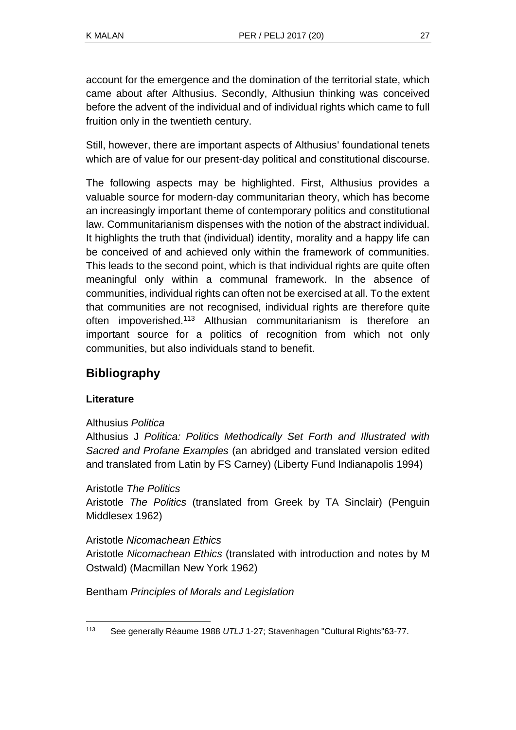account for the emergence and the domination of the territorial state, which came about after Althusius. Secondly, Althusiun thinking was conceived before the advent of the individual and of individual rights which came to full fruition only in the twentieth century.

Still, however, there are important aspects of Althusius' foundational tenets which are of value for our present-day political and constitutional discourse.

The following aspects may be highlighted. First, Althusius provides a valuable source for modern-day communitarian theory, which has become an increasingly important theme of contemporary politics and constitutional law. Communitarianism dispenses with the notion of the abstract individual. It highlights the truth that (individual) identity, morality and a happy life can be conceived of and achieved only within the framework of communities. This leads to the second point, which is that individual rights are quite often meaningful only within a communal framework. In the absence of communities, individual rights can often not be exercised at all. To the extent that communities are not recognised, individual rights are therefore quite often impoverished.[113] Althusian communitarianism is therefore an important source for a politics of recognition from which not only communities, but also individuals stand to benefit.

## Bibliography

### Literature

Althusius *Politica*
Althusius J *Politica: Politics Methodically Set Forth and Illustrated with Sacred and Profane Examples* (an abridged and translated version edited and translated from Latin by FS Carney) (Liberty Fund Indianapolis 1994)

Aristotle *The Politics*
Aristotle *The Politics* (translated from Greek by TA Sinclair) (Penguin Middlesex 1962)

Aristotle *Nicomachean Ethics*
Aristotle *Nicomachean Ethics* (translated with introduction and notes by M Ostwald) (Macmillan New York 1962)

Bentham *Principles of Morals and Legislation*

---

[113] See generally Réaume 1988 *UTLJ* 1-27; Stavenhagen "Cultural Rights"63-77.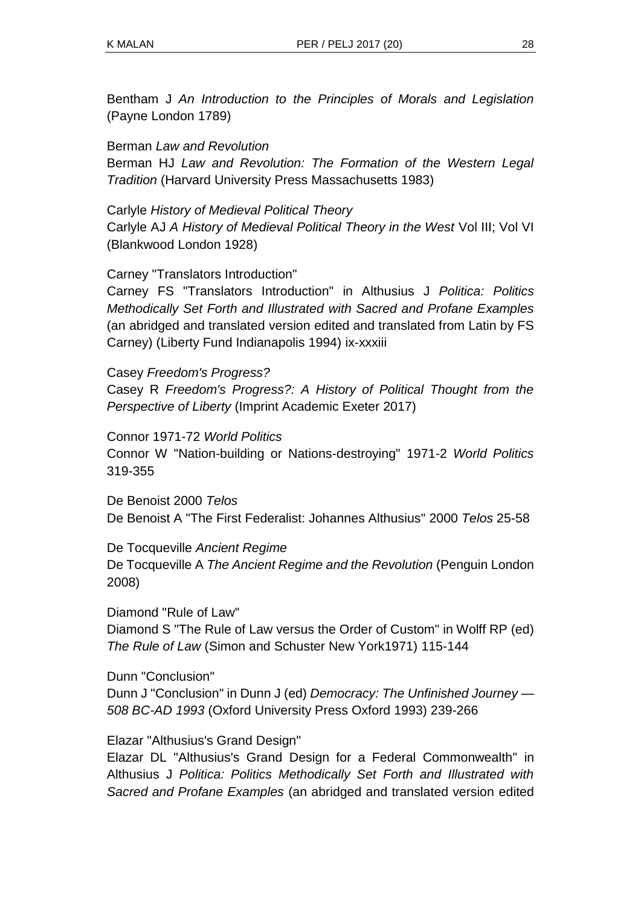Bentham J *An Introduction to the Principles of Morals and Legislation* (Payne London 1789)

Berman *Law and Revolution*
Berman HJ *Law and Revolution: The Formation of the Western Legal Tradition* (Harvard University Press Massachusetts 1983)

Carlyle *History of Medieval Political Theory*
Carlyle AJ *A History of Medieval Political Theory in the West* Vol III; Vol VI (Blankwood London 1928)

Carney "Translators Introduction"
Carney FS "Translators Introduction" in Althusius J *Politica: Politics Methodically Set Forth and Illustrated with Sacred and Profane Examples* (an abridged and translated version edited and translated from Latin by FS Carney) (Liberty Fund Indianapolis 1994) ix-xxxiii

Casey *Freedom's Progress?*
Casey R *Freedom's Progress?: A History of Political Thought from the Perspective of Liberty* (Imprint Academic Exeter 2017)

Connor 1971-72 *World Politics*
Connor W "Nation-building or Nations-destroying" 1971-2 *World Politics* 319-355

De Benoist 2000 *Telos*
De Benoist A "The First Federalist: Johannes Althusius" 2000 *Telos* 25-58

De Tocqueville *Ancient Regime*
De Tocqueville A *The Ancient Regime and the Revolution* (Penguin London 2008)

Diamond "Rule of Law"
Diamond S "The Rule of Law versus the Order of Custom" in Wolff RP (ed) *The Rule of Law* (Simon and Schuster New York1971) 115-144

Dunn "Conclusion"
Dunn J "Conclusion" in Dunn J (ed) *Democracy: The Unfinished Journey — 508 BC-AD 1993* (Oxford University Press Oxford 1993) 239-266

Elazar "Althusius's Grand Design"
Elazar DL "Althusius's Grand Design for a Federal Commonwealth" in Althusius J *Politica: Politics Methodically Set Forth and Illustrated with Sacred and Profane Examples* (an abridged and translated version edited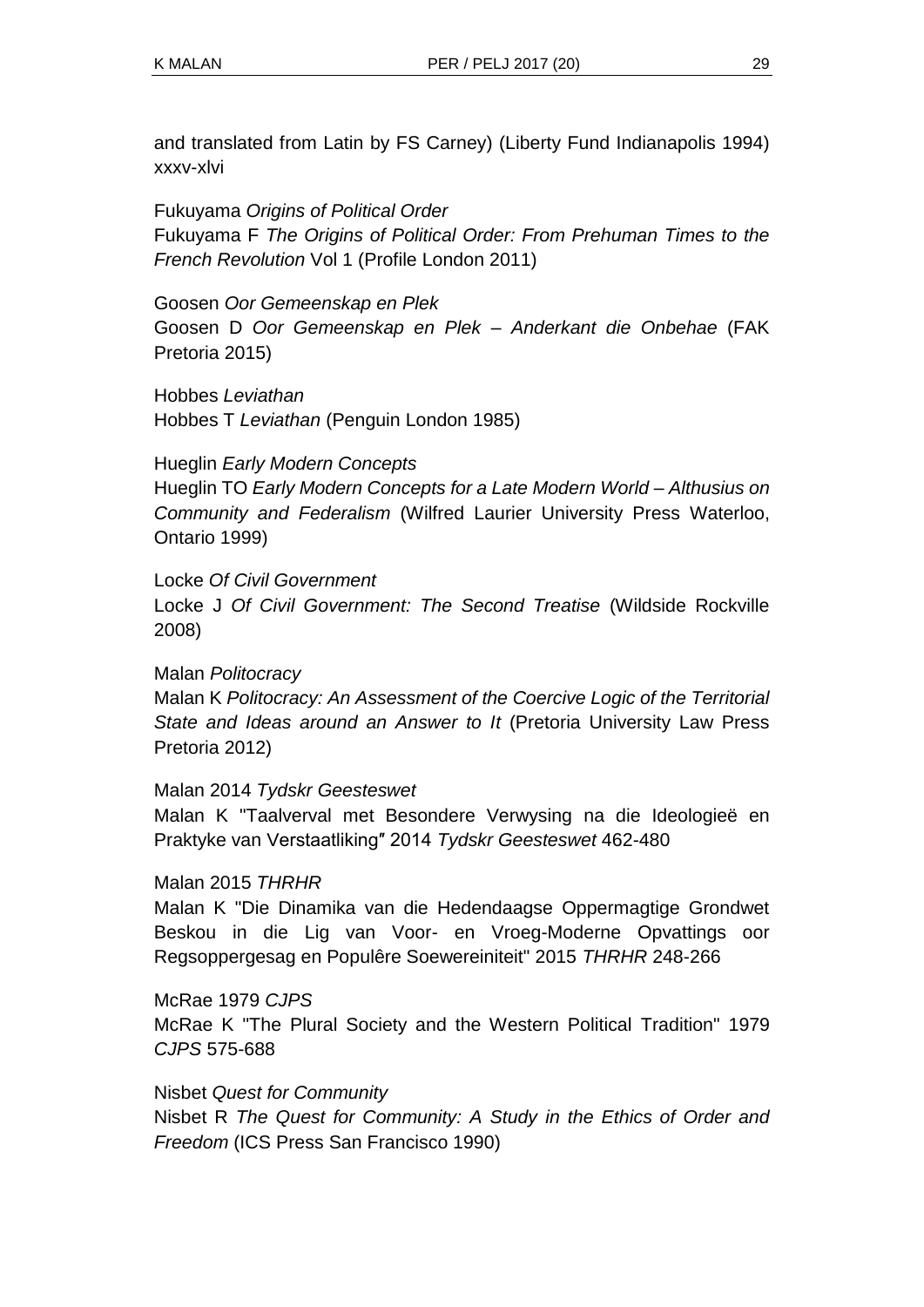and translated from Latin by FS Carney) (Liberty Fund Indianapolis 1994) xxxv-xlvi

Fukuyama *Origins of Political Order*
Fukuyama F *The Origins of Political Order: From Prehuman Times to the French Revolution* Vol 1 (Profile London 2011)

Goosen *Oor Gemeenskap en Plek*
Goosen D *Oor Gemeenskap en Plek – Anderkant die Onbehae* (FAK Pretoria 2015)

Hobbes *Leviathan*
Hobbes T *Leviathan* (Penguin London 1985)

Hueglin *Early Modern Concepts*
Hueglin TO *Early Modern Concepts for a Late Modern World – Althusius on Community and Federalism* (Wilfred Laurier University Press Waterloo, Ontario 1999)

Locke *Of Civil Government*
Locke J *Of Civil Government: The Second Treatise* (Wildside Rockville 2008)

Malan *Politocracy*
Malan K *Politocracy: An Assessment of the Coercive Logic of the Territorial State and Ideas around an Answer to It* (Pretoria University Law Press Pretoria 2012)

Malan 2014 *Tydskr Geesteswet*
Malan K "Taalverval met Besondere Verwysing na die Ideologieë en Praktyke van Verstaatliking" 2014 *Tydskr Geesteswet* 462-480

Malan 2015 *THRHR*
Malan K "Die Dinamika van die Hedendaagse Oppermagtige Grondwet Beskou in die Lig van Voor- en Vroeg-Moderne Opvattings oor Regsoppergesag en Populêre Soewereiniteit" 2015 *THRHR* 248-266

McRae 1979 *CJPS*
McRae K "The Plural Society and the Western Political Tradition" 1979 *CJPS* 575-688

Nisbet *Quest for Community*
Nisbet R *The Quest for Community: A Study in the Ethics of Order and Freedom* (ICS Press San Francisco 1990)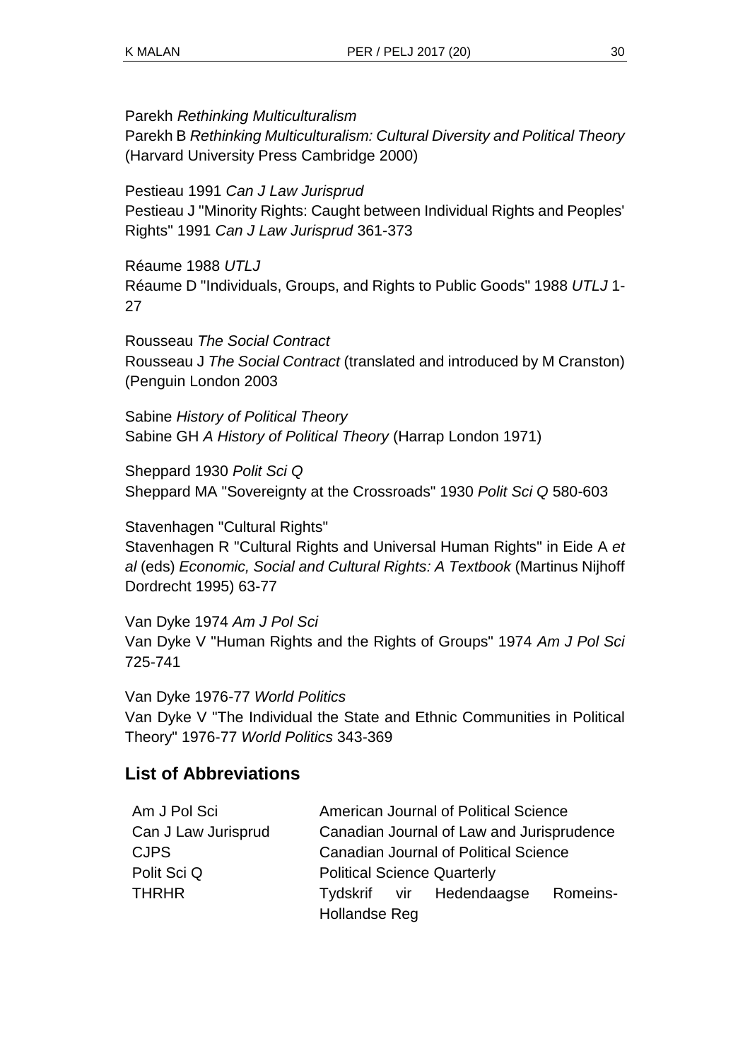Parekh *Rethinking Multiculturalism*
Parekh B *Rethinking Multiculturalism: Cultural Diversity and Political Theory* (Harvard University Press Cambridge 2000)

Pestieau 1991 *Can J Law Jurisprud*
Pestieau J "Minority Rights: Caught between Individual Rights and Peoples' Rights" 1991 *Can J Law Jurisprud* 361-373

Réaume 1988 *UTLJ*
Réaume D "Individuals, Groups, and Rights to Public Goods" 1988 *UTLJ* 1-27

Rousseau *The Social Contract*
Rousseau J *The Social Contract* (translated and introduced by M Cranston) (Penguin London 2003

Sabine *History of Political Theory*
Sabine GH *A History of Political Theory* (Harrap London 1971)

Sheppard 1930 *Polit Sci Q*
Sheppard MA "Sovereignty at the Crossroads" 1930 *Polit Sci Q* 580-603

Stavenhagen "Cultural Rights"
Stavenhagen R "Cultural Rights and Universal Human Rights" in Eide A *et al* (eds) *Economic, Social and Cultural Rights: A Textbook* (Martinus Nijhoff Dordrecht 1995) 63-77

Van Dyke 1974 *Am J Pol Sci*
Van Dyke V "Human Rights and the Rights of Groups" 1974 *Am J Pol Sci* 725-741

Van Dyke 1976-77 *World Politics*
Van Dyke V "The Individual the State and Ethnic Communities in Political Theory" 1976-77 *World Politics* 343-369

## List of Abbreviations

| | |
|---|---|
| Am J Pol Sci | American Journal of Political Science |
| Can J Law Jurisprud | Canadian Journal of Law and Jurisprudence |
| CJPS | Canadian Journal of Political Science |
| Polit Sci Q | Political Science Quarterly |
| THRHR | Tydskrif vir Hedendaagse Romeins-Hollandse Reg |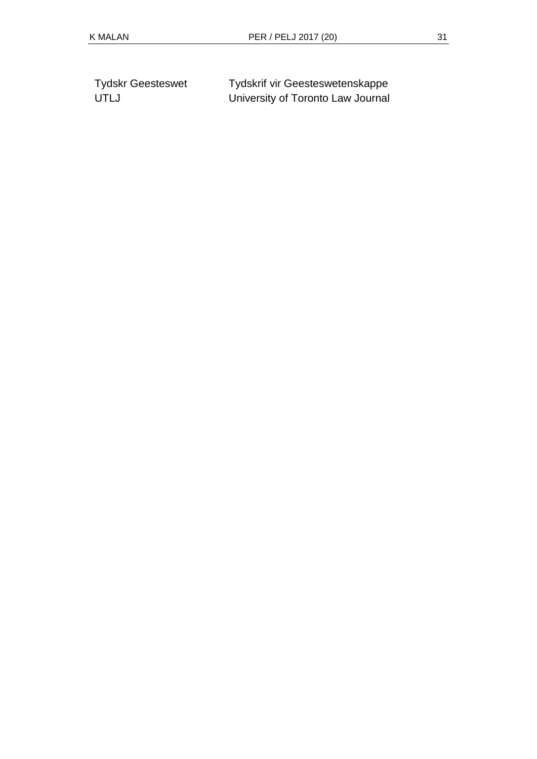| | |
|---|---|
| Tydskr Geesteswet | Tydskrif vir Geesteswetenskappe |
| UTLJ | University of Toronto Law Journal |